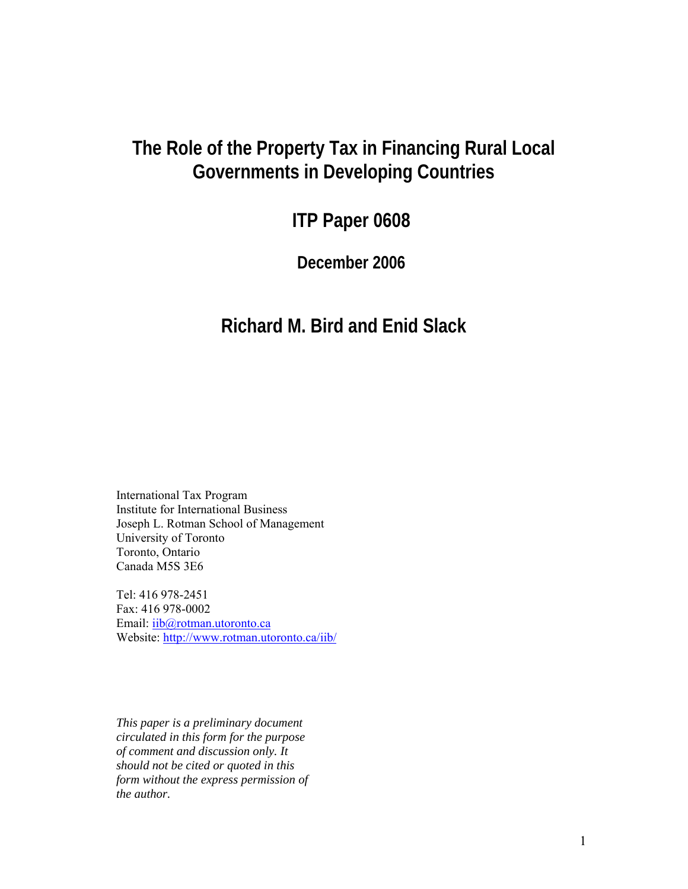# The Role of the Property Tax in Financing Rural Local Governments in Developing Countries

## ITP Paper 0608

### December 2006

## Richard M. Bird and Enid Slack

International Tax Program
Institute for International Business
Joseph L. Rotman School of Management
University of Toronto
Toronto, Ontario
Canada M5S 3E6

Tel: 416 978-2451
Fax: 416 978-0002
Email: iib@rotman.utoronto.ca
Website: http://www.rotman.utoronto.ca/iib/

*This paper is a preliminary document circulated in this form for the purpose of comment and discussion only. It should not be cited or quoted in this form without the express permission of the author.*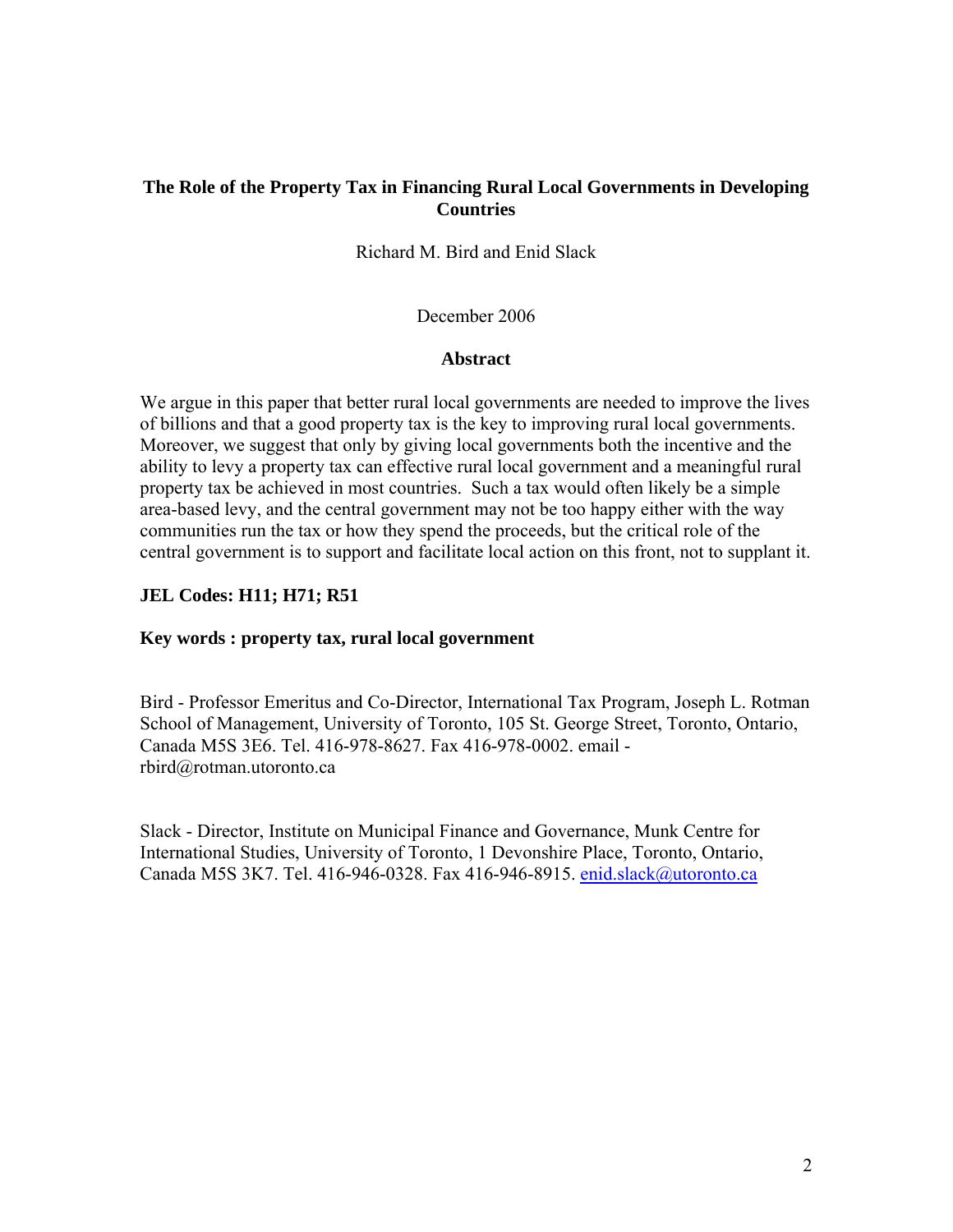# The Role of the Property Tax in Financing Rural Local Governments in Developing Countries

Richard M. Bird and Enid Slack

December 2006

## Abstract

We argue in this paper that better rural local governments are needed to improve the lives of billions and that a good property tax is the key to improving rural local governments. Moreover, we suggest that only by giving local governments both the incentive and the ability to levy a property tax can effective rural local government and a meaningful rural property tax be achieved in most countries. Such a tax would often likely be a simple area-based levy, and the central government may not be too happy either with the way communities run the tax or how they spend the proceeds, but the critical role of the central government is to support and facilitate local action on this front, not to supplant it.

**JEL Codes: H11; H71; R51**

**Key words : property tax, rural local government**

Bird - Professor Emeritus and Co-Director, International Tax Program, Joseph L. Rotman School of Management, University of Toronto, 105 St. George Street, Toronto, Ontario, Canada M5S 3E6. Tel. 416-978-8627. Fax 416-978-0002. email - rbird@rotman.utoronto.ca

Slack - Director, Institute on Municipal Finance and Governance, Munk Centre for International Studies, University of Toronto, 1 Devonshire Place, Toronto, Ontario, Canada M5S 3K7. Tel. 416-946-0328. Fax 416-946-8915. enid.slack@utoronto.ca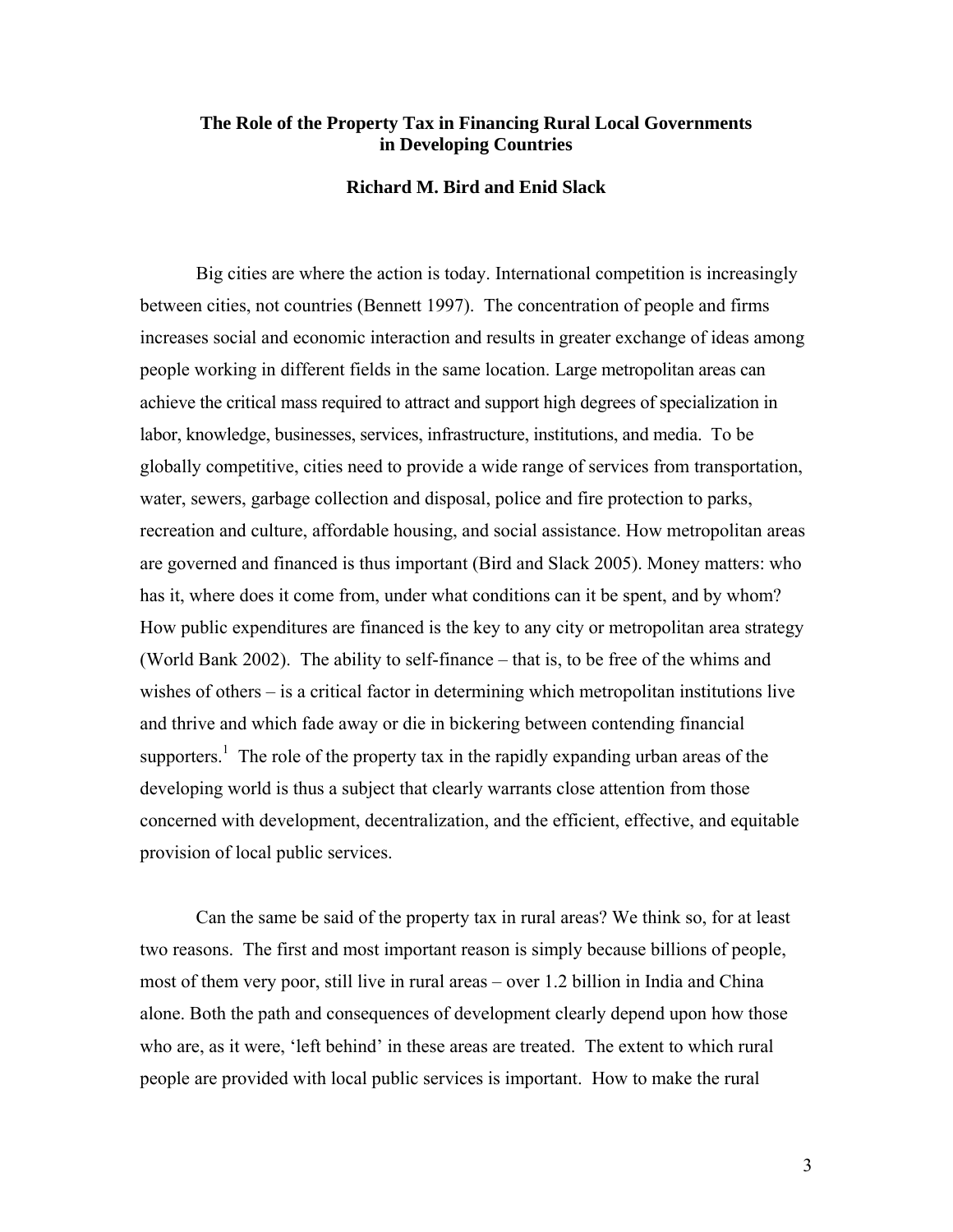# The Role of the Property Tax in Financing Rural Local Governments in Developing Countries

**Richard M. Bird and Enid Slack**

Big cities are where the action is today. International competition is increasingly between cities, not countries (Bennett 1997). The concentration of people and firms increases social and economic interaction and results in greater exchange of ideas among people working in different fields in the same location. Large metropolitan areas can achieve the critical mass required to attract and support high degrees of specialization in labor, knowledge, businesses, services, infrastructure, institutions, and media. To be globally competitive, cities need to provide a wide range of services from transportation, water, sewers, garbage collection and disposal, police and fire protection to parks, recreation and culture, affordable housing, and social assistance. How metropolitan areas are governed and financed is thus important (Bird and Slack 2005). Money matters: who has it, where does it come from, under what conditions can it be spent, and by whom? How public expenditures are financed is the key to any city or metropolitan area strategy (World Bank 2002). The ability to self-finance – that is, to be free of the whims and wishes of others – is a critical factor in determining which metropolitan institutions live and thrive and which fade away or die in bickering between contending financial supporters.[1] The role of the property tax in the rapidly expanding urban areas of the developing world is thus a subject that clearly warrants close attention from those concerned with development, decentralization, and the efficient, effective, and equitable provision of local public services.

Can the same be said of the property tax in rural areas? We think so, for at least two reasons. The first and most important reason is simply because billions of people, most of them very poor, still live in rural areas – over 1.2 billion in India and China alone. Both the path and consequences of development clearly depend upon how those who are, as it were, 'left behind' in these areas are treated. The extent to which rural people are provided with local public services is important. How to make the rural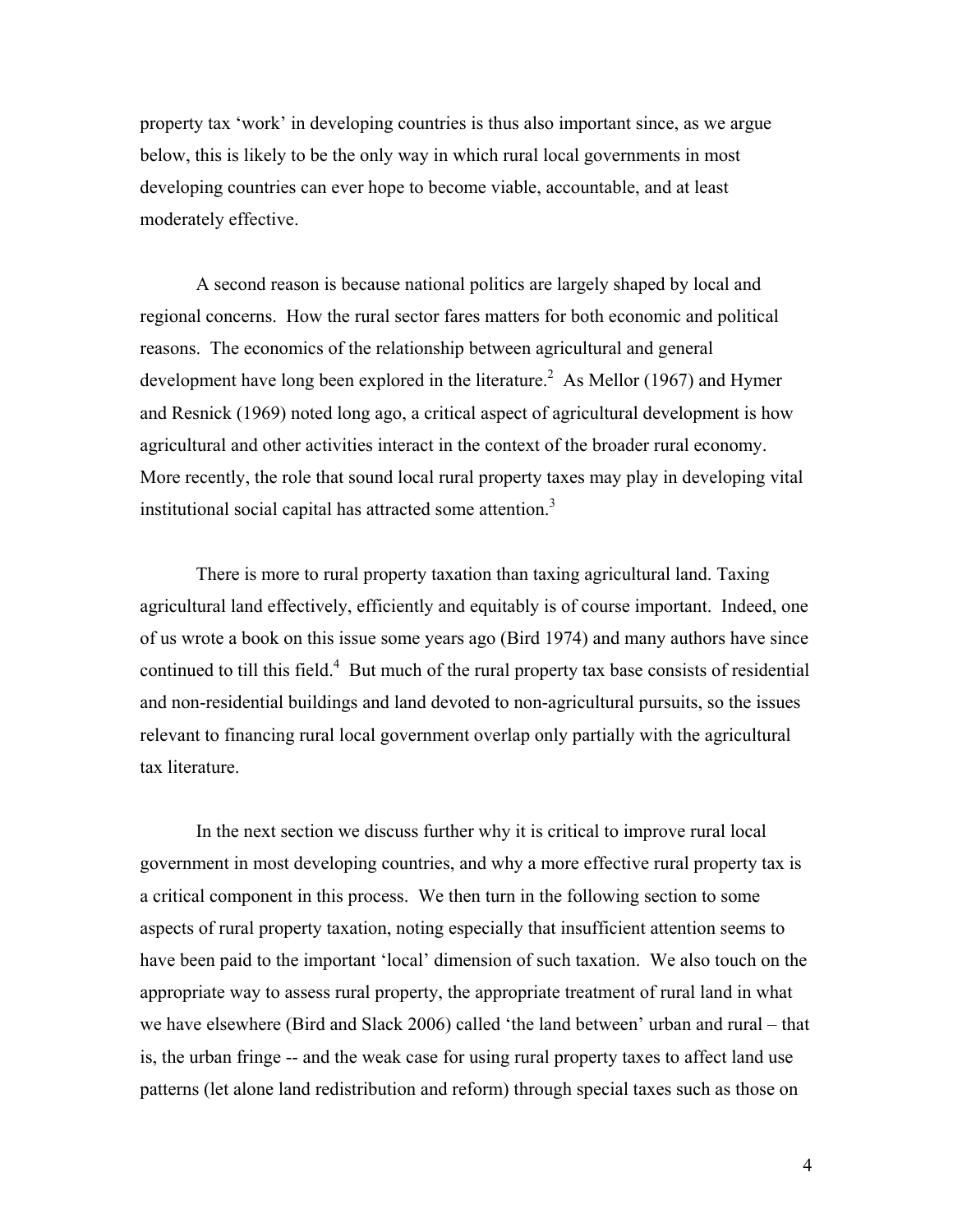property tax 'work' in developing countries is thus also important since, as we argue below, this is likely to be the only way in which rural local governments in most developing countries can ever hope to become viable, accountable, and at least moderately effective.

A second reason is because national politics are largely shaped by local and regional concerns. How the rural sector fares matters for both economic and political reasons. The economics of the relationship between agricultural and general development have long been explored in the literature.[2] As Mellor (1967) and Hymer and Resnick (1969) noted long ago, a critical aspect of agricultural development is how agricultural and other activities interact in the context of the broader rural economy. More recently, the role that sound local rural property taxes may play in developing vital institutional social capital has attracted some attention.[3]

There is more to rural property taxation than taxing agricultural land. Taxing agricultural land effectively, efficiently and equitably is of course important. Indeed, one of us wrote a book on this issue some years ago (Bird 1974) and many authors have since continued to till this field.[4] But much of the rural property tax base consists of residential and non-residential buildings and land devoted to non-agricultural pursuits, so the issues relevant to financing rural local government overlap only partially with the agricultural tax literature.

In the next section we discuss further why it is critical to improve rural local government in most developing countries, and why a more effective rural property tax is a critical component in this process. We then turn in the following section to some aspects of rural property taxation, noting especially that insufficient attention seems to have been paid to the important 'local' dimension of such taxation. We also touch on the appropriate way to assess rural property, the appropriate treatment of rural land in what we have elsewhere (Bird and Slack 2006) called 'the land between' urban and rural – that is, the urban fringe -- and the weak case for using rural property taxes to affect land use patterns (let alone land redistribution and reform) through special taxes such as those on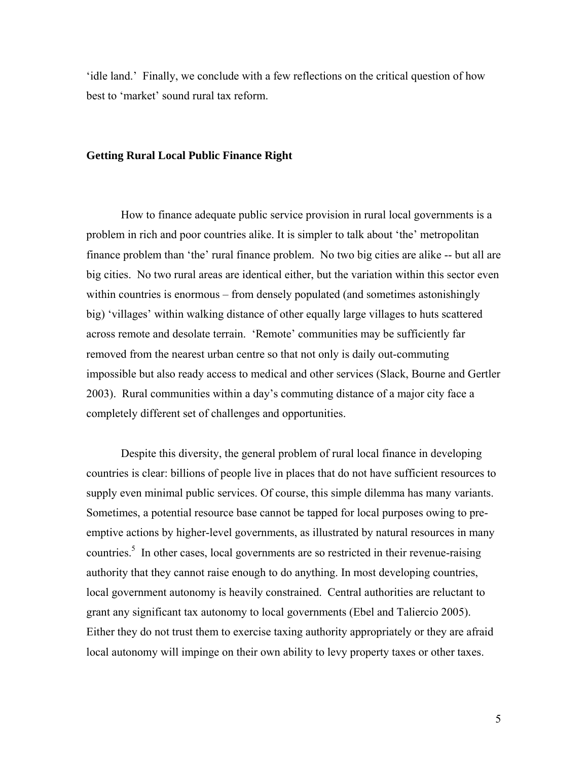'idle land.' Finally, we conclude with a few reflections on the critical question of how best to 'market' sound rural tax reform.

## Getting Rural Local Public Finance Right

How to finance adequate public service provision in rural local governments is a problem in rich and poor countries alike. It is simpler to talk about 'the' metropolitan finance problem than 'the' rural finance problem. No two big cities are alike -- but all are big cities. No two rural areas are identical either, but the variation within this sector even within countries is enormous – from densely populated (and sometimes astonishingly big) 'villages' within walking distance of other equally large villages to huts scattered across remote and desolate terrain. 'Remote' communities may be sufficiently far removed from the nearest urban centre so that not only is daily out-commuting impossible but also ready access to medical and other services (Slack, Bourne and Gertler 2003). Rural communities within a day's commuting distance of a major city face a completely different set of challenges and opportunities.

Despite this diversity, the general problem of rural local finance in developing countries is clear: billions of people live in places that do not have sufficient resources to supply even minimal public services. Of course, this simple dilemma has many variants. Sometimes, a potential resource base cannot be tapped for local purposes owing to pre-emptive actions by higher-level governments, as illustrated by natural resources in many countries.[5] In other cases, local governments are so restricted in their revenue-raising authority that they cannot raise enough to do anything. In most developing countries, local government autonomy is heavily constrained. Central authorities are reluctant to grant any significant tax autonomy to local governments (Ebel and Taliercio 2005). Either they do not trust them to exercise taxing authority appropriately or they are afraid local autonomy will impinge on their own ability to levy property taxes or other taxes.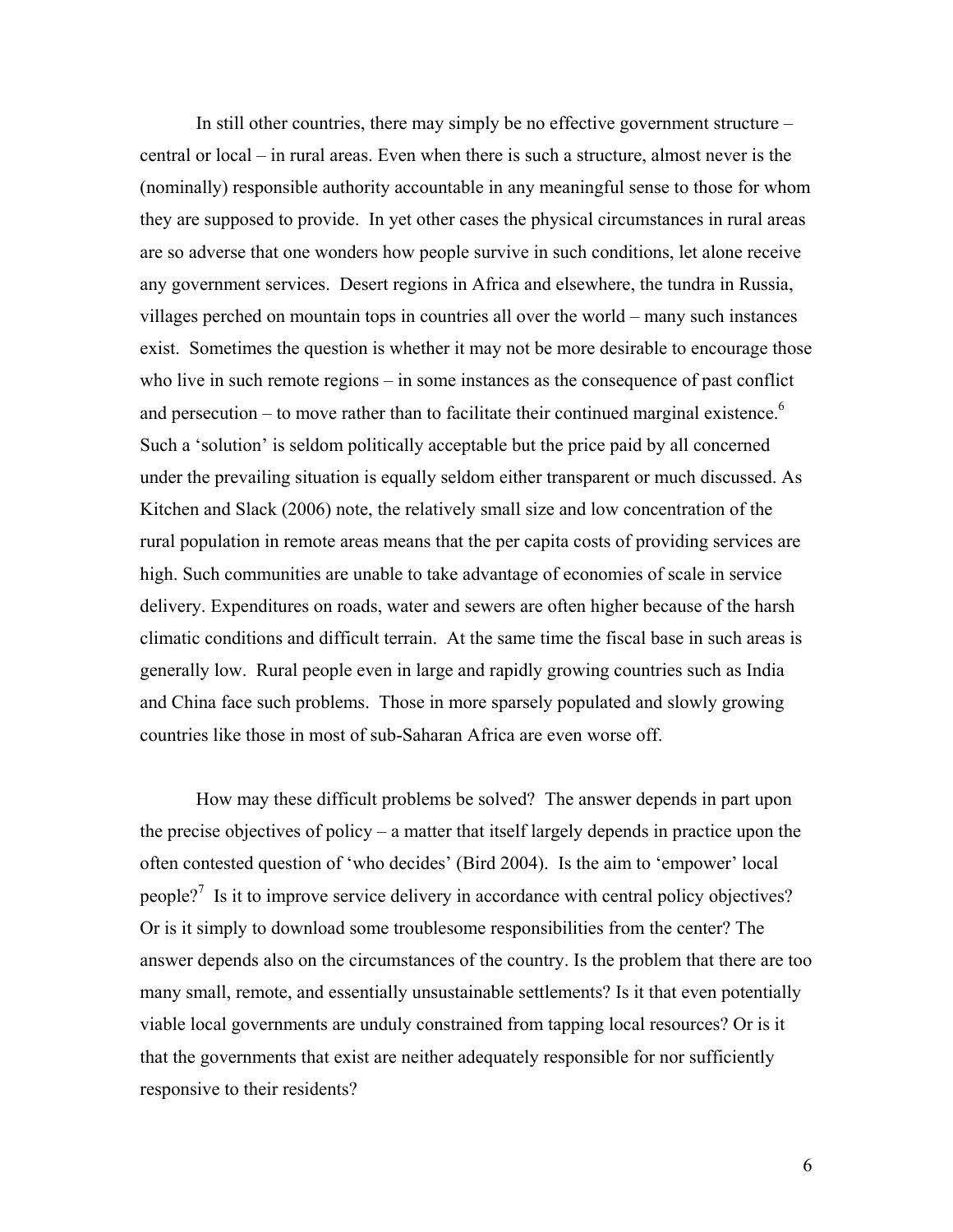In still other countries, there may simply be no effective government structure – central or local – in rural areas. Even when there is such a structure, almost never is the (nominally) responsible authority accountable in any meaningful sense to those for whom they are supposed to provide. In yet other cases the physical circumstances in rural areas are so adverse that one wonders how people survive in such conditions, let alone receive any government services. Desert regions in Africa and elsewhere, the tundra in Russia, villages perched on mountain tops in countries all over the world – many such instances exist. Sometimes the question is whether it may not be more desirable to encourage those who live in such remote regions – in some instances as the consequence of past conflict and persecution – to move rather than to facilitate their continued marginal existence.[6] Such a 'solution' is seldom politically acceptable but the price paid by all concerned under the prevailing situation is equally seldom either transparent or much discussed. As Kitchen and Slack (2006) note, the relatively small size and low concentration of the rural population in remote areas means that the per capita costs of providing services are high. Such communities are unable to take advantage of economies of scale in service delivery. Expenditures on roads, water and sewers are often higher because of the harsh climatic conditions and difficult terrain. At the same time the fiscal base in such areas is generally low. Rural people even in large and rapidly growing countries such as India and China face such problems. Those in more sparsely populated and slowly growing countries like those in most of sub-Saharan Africa are even worse off.

How may these difficult problems be solved? The answer depends in part upon the precise objectives of policy – a matter that itself largely depends in practice upon the often contested question of 'who decides' (Bird 2004). Is the aim to 'empower' local people?[7] Is it to improve service delivery in accordance with central policy objectives? Or is it simply to download some troublesome responsibilities from the center? The answer depends also on the circumstances of the country. Is the problem that there are too many small, remote, and essentially unsustainable settlements? Is it that even potentially viable local governments are unduly constrained from tapping local resources? Or is it that the governments that exist are neither adequately responsible for nor sufficiently responsive to their residents?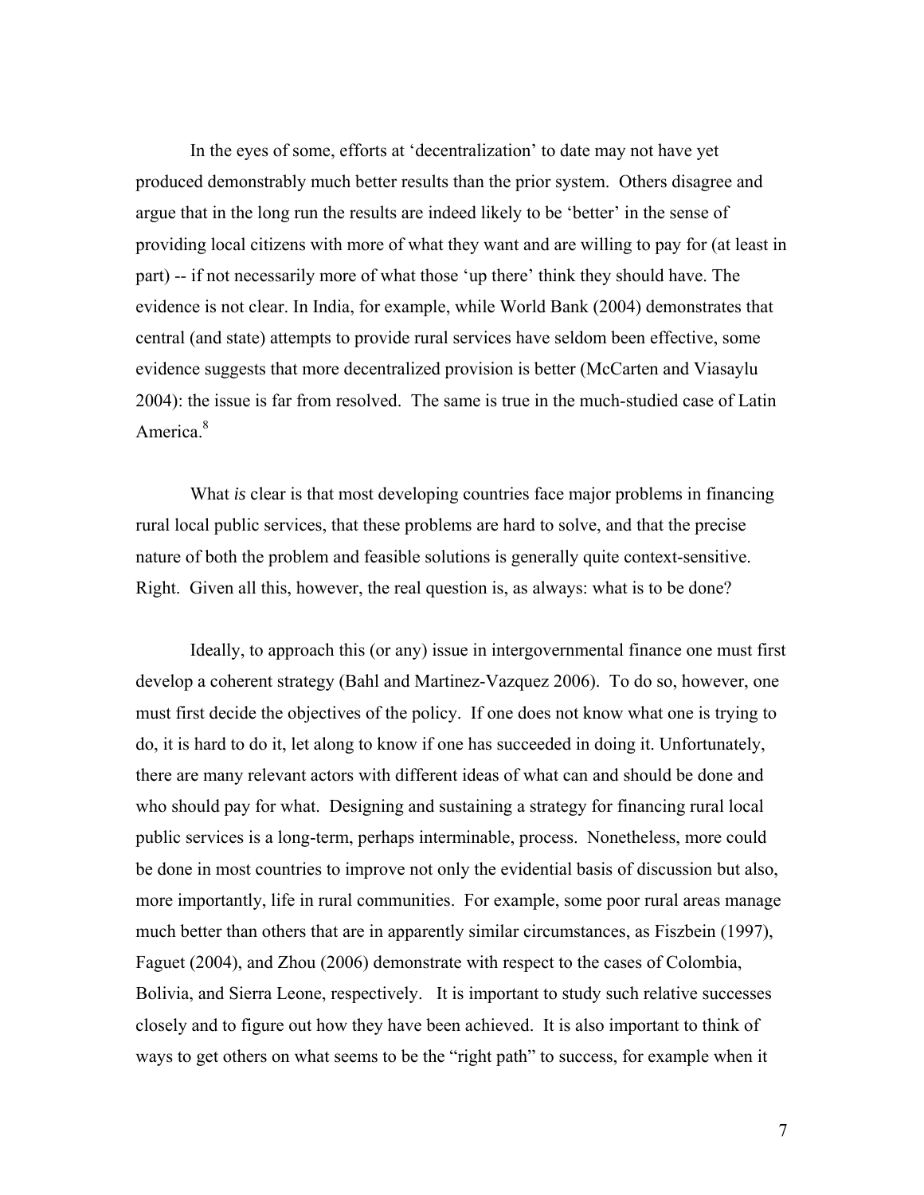In the eyes of some, efforts at 'decentralization' to date may not have yet produced demonstrably much better results than the prior system. Others disagree and argue that in the long run the results are indeed likely to be 'better' in the sense of providing local citizens with more of what they want and are willing to pay for (at least in part) -- if not necessarily more of what those 'up there' think they should have. The evidence is not clear. In India, for example, while World Bank (2004) demonstrates that central (and state) attempts to provide rural services have seldom been effective, some evidence suggests that more decentralized provision is better (McCarten and Viasaylu 2004): the issue is far from resolved. The same is true in the much-studied case of Latin America.[8]

What *is* clear is that most developing countries face major problems in financing rural local public services, that these problems are hard to solve, and that the precise nature of both the problem and feasible solutions is generally quite context-sensitive. Right. Given all this, however, the real question is, as always: what is to be done?

Ideally, to approach this (or any) issue in intergovernmental finance one must first develop a coherent strategy (Bahl and Martinez-Vazquez 2006). To do so, however, one must first decide the objectives of the policy. If one does not know what one is trying to do, it is hard to do it, let along to know if one has succeeded in doing it. Unfortunately, there are many relevant actors with different ideas of what can and should be done and who should pay for what. Designing and sustaining a strategy for financing rural local public services is a long-term, perhaps interminable, process. Nonetheless, more could be done in most countries to improve not only the evidential basis of discussion but also, more importantly, life in rural communities. For example, some poor rural areas manage much better than others that are in apparently similar circumstances, as Fiszbein (1997), Faguet (2004), and Zhou (2006) demonstrate with respect to the cases of Colombia, Bolivia, and Sierra Leone, respectively. It is important to study such relative successes closely and to figure out how they have been achieved. It is also important to think of ways to get others on what seems to be the "right path" to success, for example when it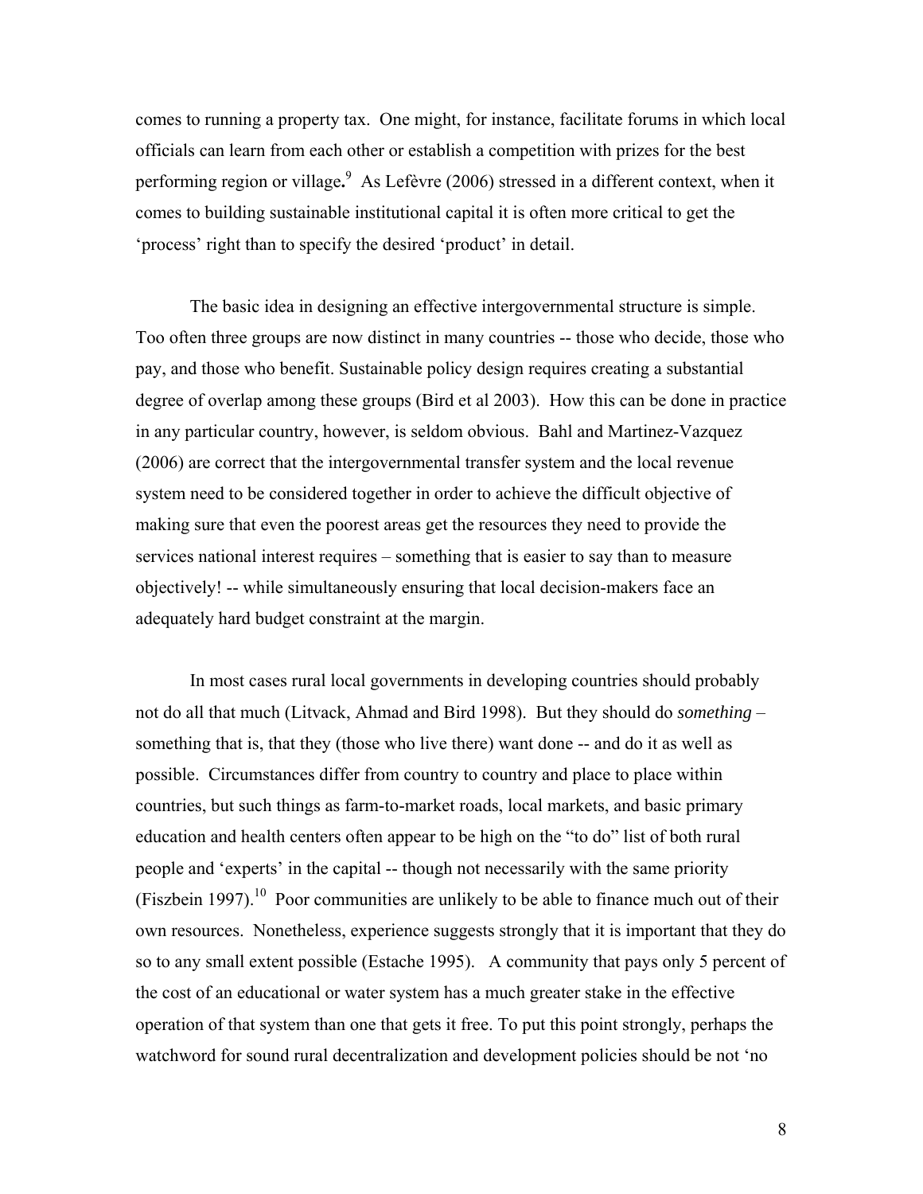comes to running a property tax. One might, for instance, facilitate forums in which local officials can learn from each other or establish a competition with prizes for the best performing region or village.[9] As Lefèvre (2006) stressed in a different context, when it comes to building sustainable institutional capital it is often more critical to get the 'process' right than to specify the desired 'product' in detail.

The basic idea in designing an effective intergovernmental structure is simple. Too often three groups are now distinct in many countries -- those who decide, those who pay, and those who benefit. Sustainable policy design requires creating a substantial degree of overlap among these groups (Bird et al 2003). How this can be done in practice in any particular country, however, is seldom obvious. Bahl and Martinez-Vazquez (2006) are correct that the intergovernmental transfer system and the local revenue system need to be considered together in order to achieve the difficult objective of making sure that even the poorest areas get the resources they need to provide the services national interest requires – something that is easier to say than to measure objectively! -- while simultaneously ensuring that local decision-makers face an adequately hard budget constraint at the margin.

In most cases rural local governments in developing countries should probably not do all that much (Litvack, Ahmad and Bird 1998). But they should do *something* – something that is, that they (those who live there) want done -- and do it as well as possible. Circumstances differ from country to country and place to place within countries, but such things as farm-to-market roads, local markets, and basic primary education and health centers often appear to be high on the "to do" list of both rural people and 'experts' in the capital -- though not necessarily with the same priority (Fiszbein 1997).[10] Poor communities are unlikely to be able to finance much out of their own resources. Nonetheless, experience suggests strongly that it is important that they do so to any small extent possible (Estache 1995). A community that pays only 5 percent of the cost of an educational or water system has a much greater stake in the effective operation of that system than one that gets it free. To put this point strongly, perhaps the watchword for sound rural decentralization and development policies should be not 'no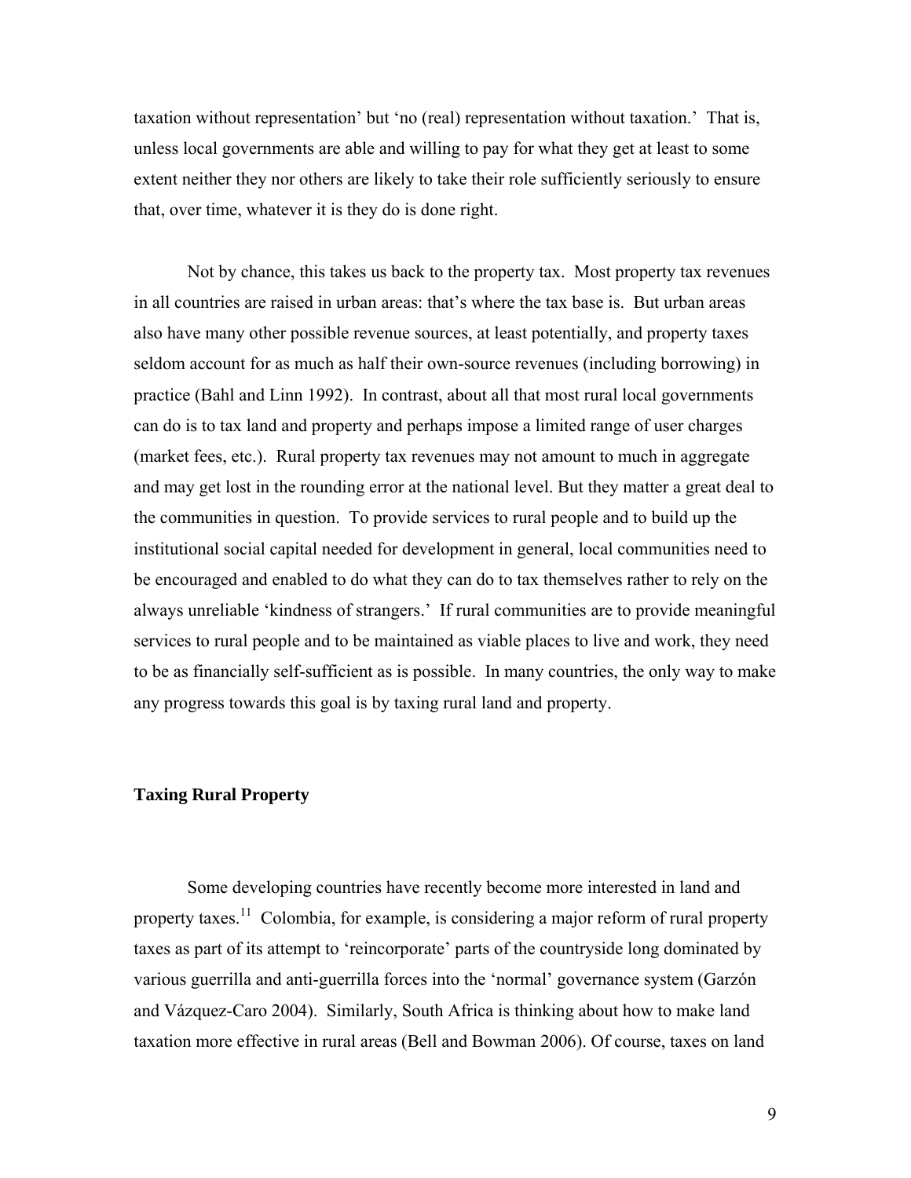taxation without representation' but 'no (real) representation without taxation.' That is, unless local governments are able and willing to pay for what they get at least to some extent neither they nor others are likely to take their role sufficiently seriously to ensure that, over time, whatever it is they do is done right.

Not by chance, this takes us back to the property tax. Most property tax revenues in all countries are raised in urban areas: that's where the tax base is. But urban areas also have many other possible revenue sources, at least potentially, and property taxes seldom account for as much as half their own-source revenues (including borrowing) in practice (Bahl and Linn 1992). In contrast, about all that most rural local governments can do is to tax land and property and perhaps impose a limited range of user charges (market fees, etc.). Rural property tax revenues may not amount to much in aggregate and may get lost in the rounding error at the national level. But they matter a great deal to the communities in question. To provide services to rural people and to build up the institutional social capital needed for development in general, local communities need to be encouraged and enabled to do what they can do to tax themselves rather to rely on the always unreliable 'kindness of strangers.' If rural communities are to provide meaningful services to rural people and to be maintained as viable places to live and work, they need to be as financially self-sufficient as is possible. In many countries, the only way to make any progress towards this goal is by taxing rural land and property.

## Taxing Rural Property

Some developing countries have recently become more interested in land and property taxes.[11] Colombia, for example, is considering a major reform of rural property taxes as part of its attempt to 'reincorporate' parts of the countryside long dominated by various guerrilla and anti-guerrilla forces into the 'normal' governance system (Garzón and Vázquez-Caro 2004). Similarly, South Africa is thinking about how to make land taxation more effective in rural areas (Bell and Bowman 2006). Of course, taxes on land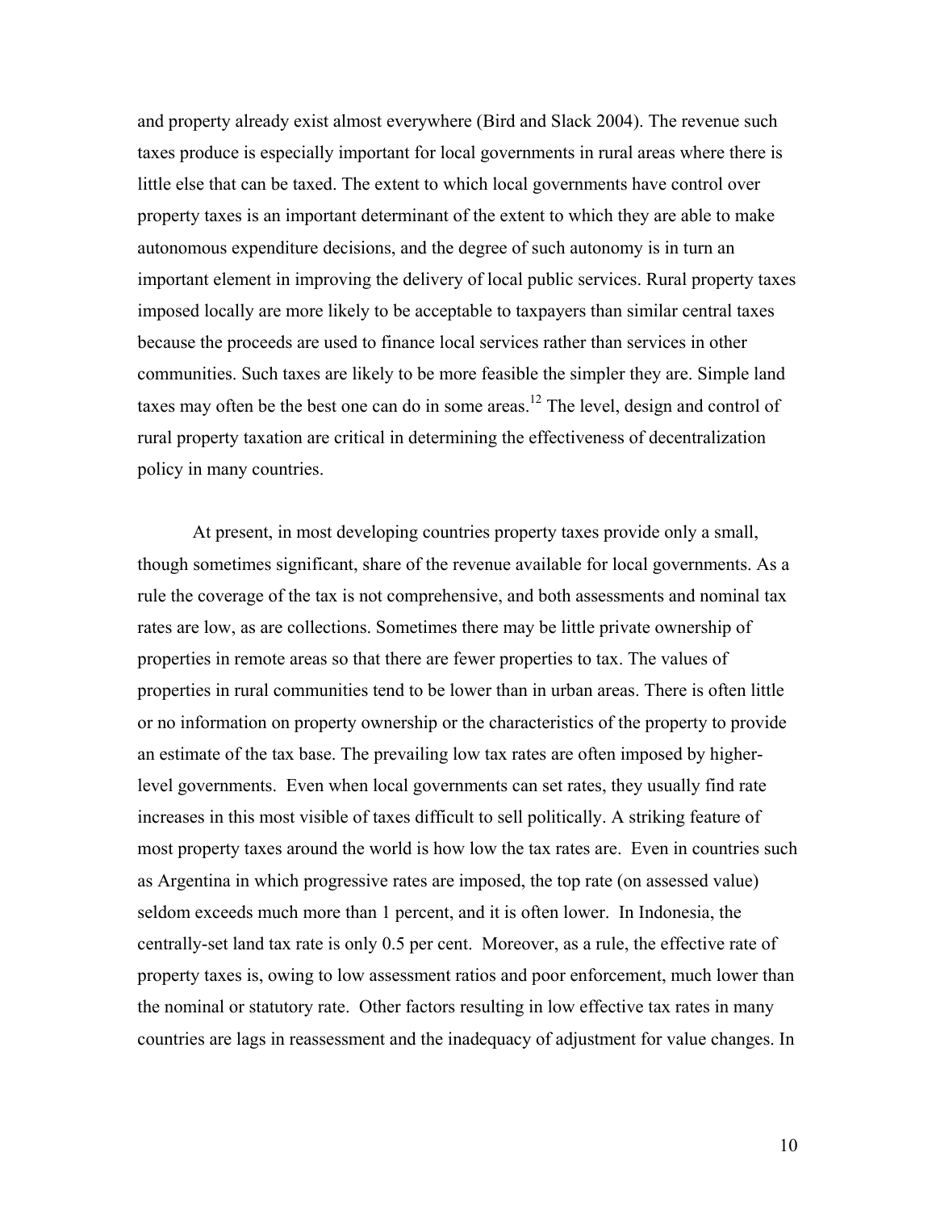and property already exist almost everywhere (Bird and Slack 2004). The revenue such taxes produce is especially important for local governments in rural areas where there is little else that can be taxed. The extent to which local governments have control over property taxes is an important determinant of the extent to which they are able to make autonomous expenditure decisions, and the degree of such autonomy is in turn an important element in improving the delivery of local public services. Rural property taxes imposed locally are more likely to be acceptable to taxpayers than similar central taxes because the proceeds are used to finance local services rather than services in other communities. Such taxes are likely to be more feasible the simpler they are. Simple land taxes may often be the best one can do in some areas.[12] The level, design and control of rural property taxation are critical in determining the effectiveness of decentralization policy in many countries.

At present, in most developing countries property taxes provide only a small, though sometimes significant, share of the revenue available for local governments. As a rule the coverage of the tax is not comprehensive, and both assessments and nominal tax rates are low, as are collections. Sometimes there may be little private ownership of properties in remote areas so that there are fewer properties to tax. The values of properties in rural communities tend to be lower than in urban areas. There is often little or no information on property ownership or the characteristics of the property to provide an estimate of the tax base. The prevailing low tax rates are often imposed by higher-level governments. Even when local governments can set rates, they usually find rate increases in this most visible of taxes difficult to sell politically. A striking feature of most property taxes around the world is how low the tax rates are. Even in countries such as Argentina in which progressive rates are imposed, the top rate (on assessed value) seldom exceeds much more than 1 percent, and it is often lower. In Indonesia, the centrally-set land tax rate is only 0.5 per cent. Moreover, as a rule, the effective rate of property taxes is, owing to low assessment ratios and poor enforcement, much lower than the nominal or statutory rate. Other factors resulting in low effective tax rates in many countries are lags in reassessment and the inadequacy of adjustment for value changes. In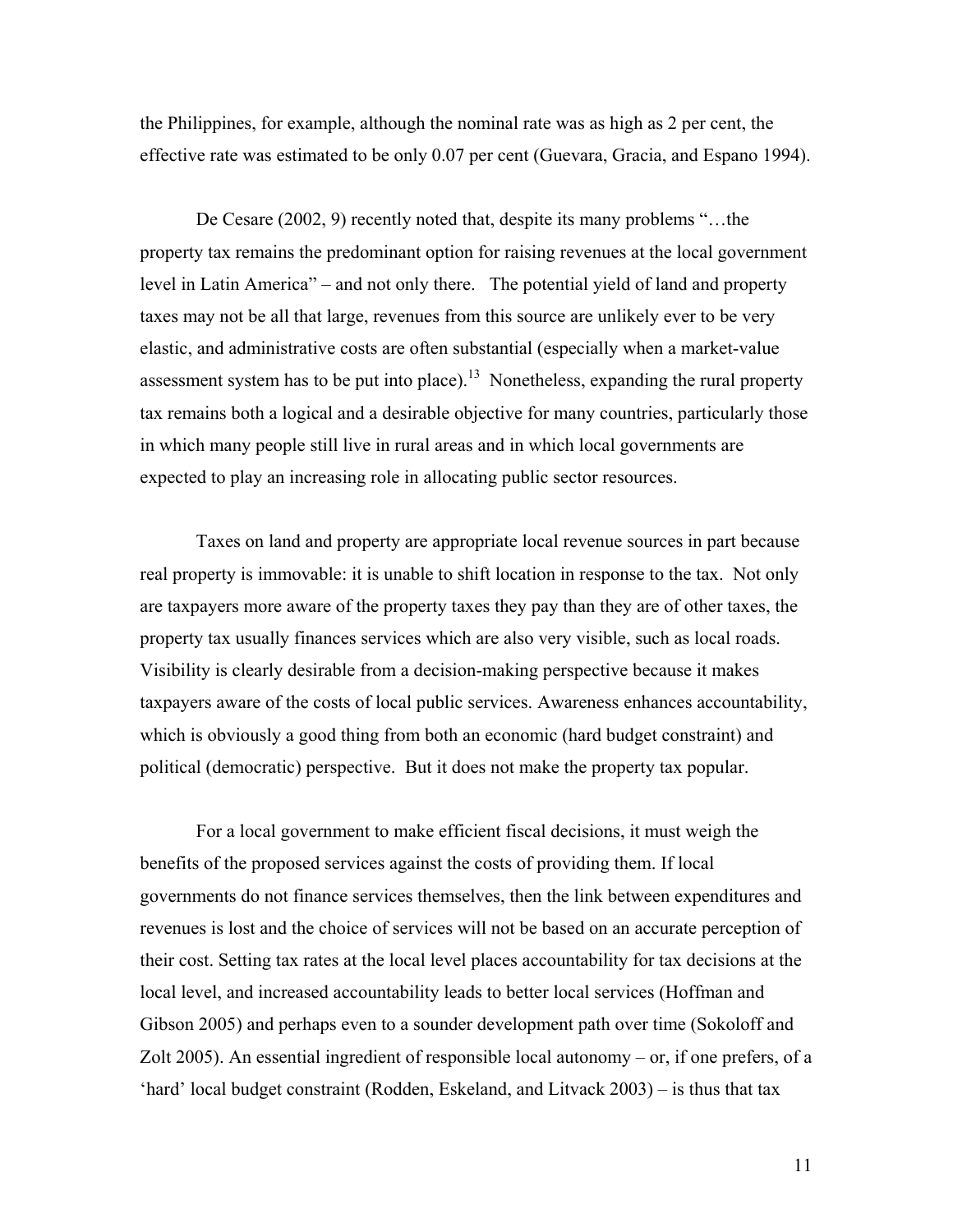the Philippines, for example, although the nominal rate was as high as 2 per cent, the effective rate was estimated to be only 0.07 per cent (Guevara, Gracia, and Espano 1994).

De Cesare (2002, 9) recently noted that, despite its many problems "…the property tax remains the predominant option for raising revenues at the local government level in Latin America" – and not only there. The potential yield of land and property taxes may not be all that large, revenues from this source are unlikely ever to be very elastic, and administrative costs are often substantial (especially when a market-value assessment system has to be put into place).[13] Nonetheless, expanding the rural property tax remains both a logical and a desirable objective for many countries, particularly those in which many people still live in rural areas and in which local governments are expected to play an increasing role in allocating public sector resources.

Taxes on land and property are appropriate local revenue sources in part because real property is immovable: it is unable to shift location in response to the tax. Not only are taxpayers more aware of the property taxes they pay than they are of other taxes, the property tax usually finances services which are also very visible, such as local roads. Visibility is clearly desirable from a decision-making perspective because it makes taxpayers aware of the costs of local public services. Awareness enhances accountability, which is obviously a good thing from both an economic (hard budget constraint) and political (democratic) perspective. But it does not make the property tax popular.

For a local government to make efficient fiscal decisions, it must weigh the benefits of the proposed services against the costs of providing them. If local governments do not finance services themselves, then the link between expenditures and revenues is lost and the choice of services will not be based on an accurate perception of their cost. Setting tax rates at the local level places accountability for tax decisions at the local level, and increased accountability leads to better local services (Hoffman and Gibson 2005) and perhaps even to a sounder development path over time (Sokoloff and Zolt 2005). An essential ingredient of responsible local autonomy – or, if one prefers, of a 'hard' local budget constraint (Rodden, Eskeland, and Litvack 2003) – is thus that tax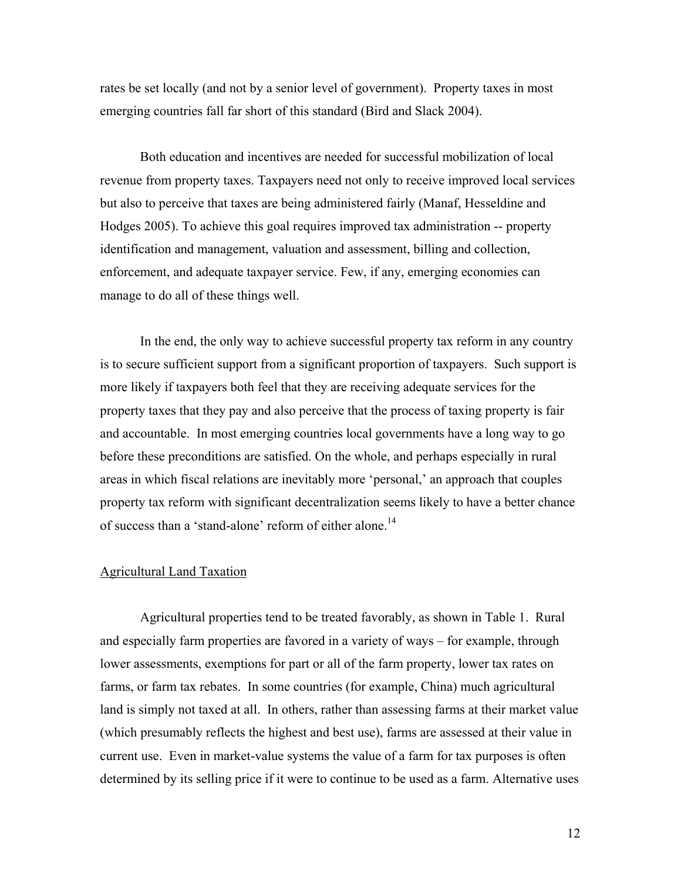rates be set locally (and not by a senior level of government). Property taxes in most emerging countries fall far short of this standard (Bird and Slack 2004).

Both education and incentives are needed for successful mobilization of local revenue from property taxes. Taxpayers need not only to receive improved local services but also to perceive that taxes are being administered fairly (Manaf, Hesseldine and Hodges 2005). To achieve this goal requires improved tax administration -- property identification and management, valuation and assessment, billing and collection, enforcement, and adequate taxpayer service. Few, if any, emerging economies can manage to do all of these things well.

In the end, the only way to achieve successful property tax reform in any country is to secure sufficient support from a significant proportion of taxpayers. Such support is more likely if taxpayers both feel that they are receiving adequate services for the property taxes that they pay and also perceive that the process of taxing property is fair and accountable. In most emerging countries local governments have a long way to go before these preconditions are satisfied. On the whole, and perhaps especially in rural areas in which fiscal relations are inevitably more 'personal,' an approach that couples property tax reform with significant decentralization seems likely to have a better chance of success than a 'stand-alone' reform of either alone.[14]

## Agricultural Land Taxation

Agricultural properties tend to be treated favorably, as shown in Table 1. Rural and especially farm properties are favored in a variety of ways – for example, through lower assessments, exemptions for part or all of the farm property, lower tax rates on farms, or farm tax rebates. In some countries (for example, China) much agricultural land is simply not taxed at all. In others, rather than assessing farms at their market value (which presumably reflects the highest and best use), farms are assessed at their value in current use. Even in market-value systems the value of a farm for tax purposes is often determined by its selling price if it were to continue to be used as a farm. Alternative uses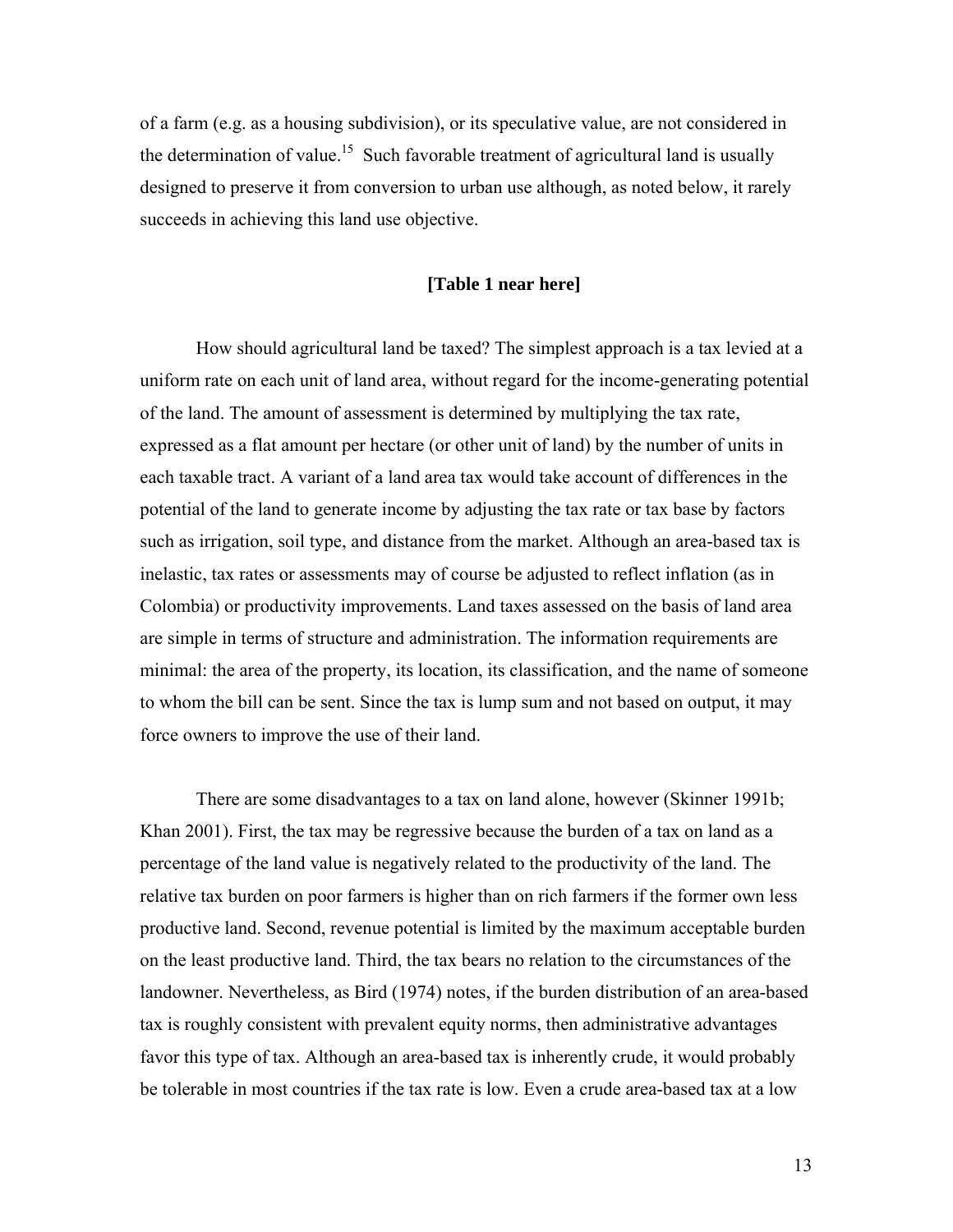of a farm (e.g. as a housing subdivision), or its speculative value, are not considered in the determination of value.[15] Such favorable treatment of agricultural land is usually designed to preserve it from conversion to urban use although, as noted below, it rarely succeeds in achieving this land use objective.

**[Table 1 near here]**

How should agricultural land be taxed? The simplest approach is a tax levied at a uniform rate on each unit of land area, without regard for the income-generating potential of the land. The amount of assessment is determined by multiplying the tax rate, expressed as a flat amount per hectare (or other unit of land) by the number of units in each taxable tract. A variant of a land area tax would take account of differences in the potential of the land to generate income by adjusting the tax rate or tax base by factors such as irrigation, soil type, and distance from the market. Although an area-based tax is inelastic, tax rates or assessments may of course be adjusted to reflect inflation (as in Colombia) or productivity improvements. Land taxes assessed on the basis of land area are simple in terms of structure and administration. The information requirements are minimal: the area of the property, its location, its classification, and the name of someone to whom the bill can be sent. Since the tax is lump sum and not based on output, it may force owners to improve the use of their land.

There are some disadvantages to a tax on land alone, however (Skinner 1991b; Khan 2001). First, the tax may be regressive because the burden of a tax on land as a percentage of the land value is negatively related to the productivity of the land. The relative tax burden on poor farmers is higher than on rich farmers if the former own less productive land. Second, revenue potential is limited by the maximum acceptable burden on the least productive land. Third, the tax bears no relation to the circumstances of the landowner. Nevertheless, as Bird (1974) notes, if the burden distribution of an area-based tax is roughly consistent with prevalent equity norms, then administrative advantages favor this type of tax. Although an area-based tax is inherently crude, it would probably be tolerable in most countries if the tax rate is low. Even a crude area-based tax at a low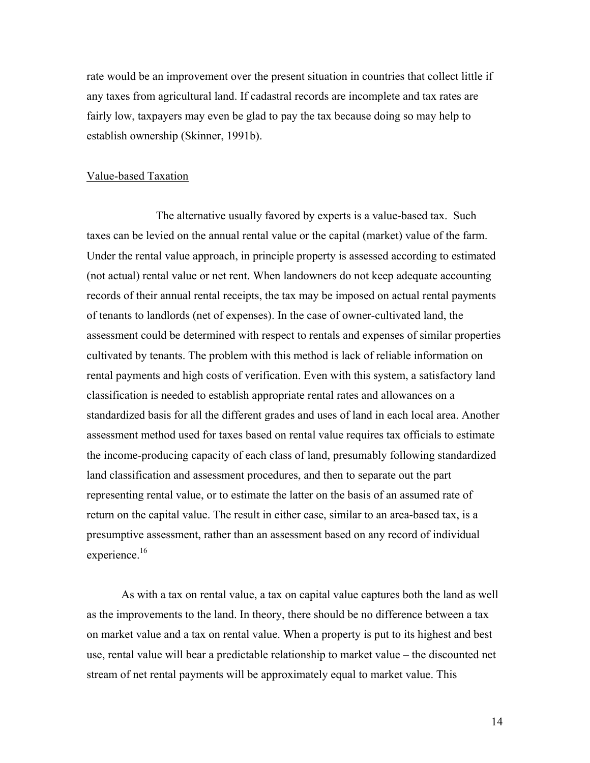rate would be an improvement over the present situation in countries that collect little if any taxes from agricultural land. If cadastral records are incomplete and tax rates are fairly low, taxpayers may even be glad to pay the tax because doing so may help to establish ownership (Skinner, 1991b).

Value-based Taxation

The alternative usually favored by experts is a value-based tax. Such taxes can be levied on the annual rental value or the capital (market) value of the farm. Under the rental value approach, in principle property is assessed according to estimated (not actual) rental value or net rent. When landowners do not keep adequate accounting records of their annual rental receipts, the tax may be imposed on actual rental payments of tenants to landlords (net of expenses). In the case of owner-cultivated land, the assessment could be determined with respect to rentals and expenses of similar properties cultivated by tenants. The problem with this method is lack of reliable information on rental payments and high costs of verification. Even with this system, a satisfactory land classification is needed to establish appropriate rental rates and allowances on a standardized basis for all the different grades and uses of land in each local area. Another assessment method used for taxes based on rental value requires tax officials to estimate the income-producing capacity of each class of land, presumably following standardized land classification and assessment procedures, and then to separate out the part representing rental value, or to estimate the latter on the basis of an assumed rate of return on the capital value. The result in either case, similar to an area-based tax, is a presumptive assessment, rather than an assessment based on any record of individual experience.[16]

As with a tax on rental value, a tax on capital value captures both the land as well as the improvements to the land. In theory, there should be no difference between a tax on market value and a tax on rental value. When a property is put to its highest and best use, rental value will bear a predictable relationship to market value – the discounted net stream of net rental payments will be approximately equal to market value. This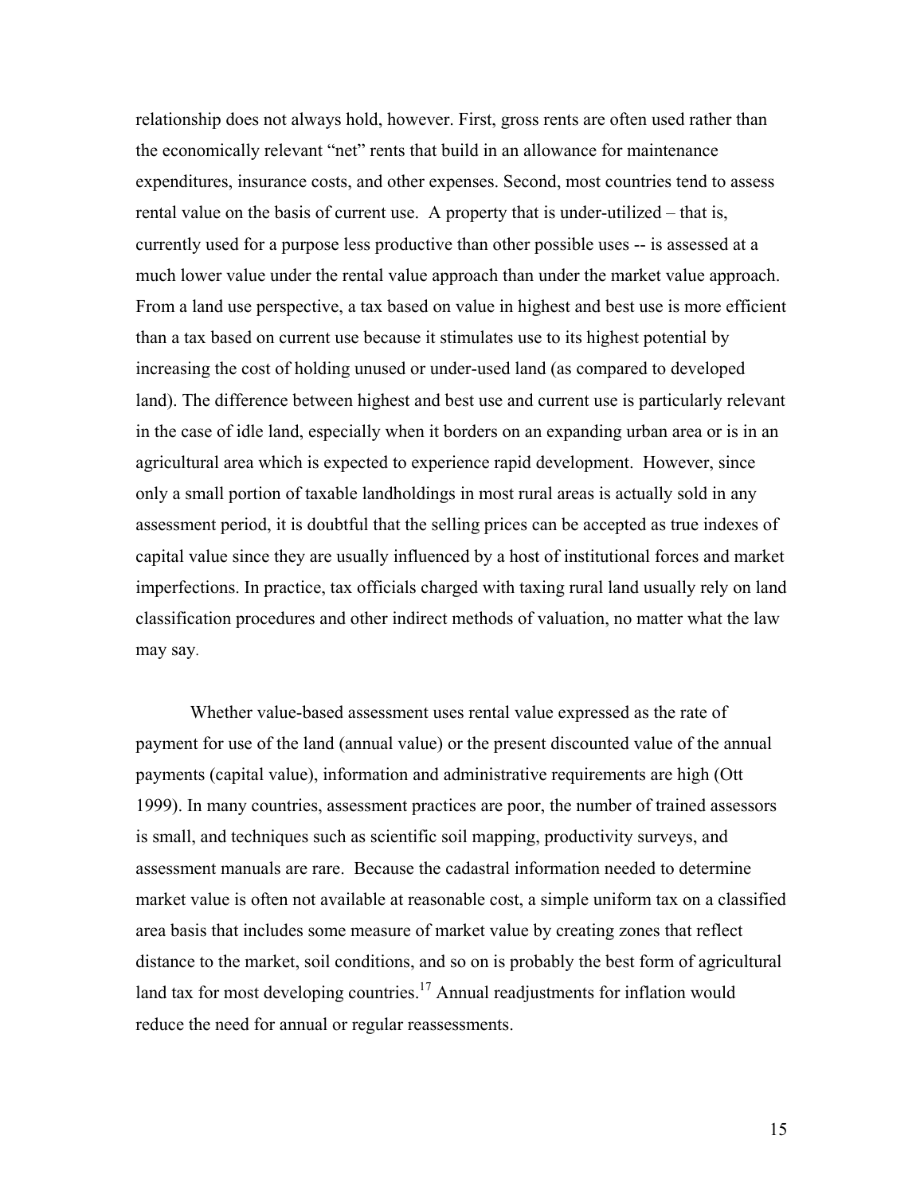relationship does not always hold, however. First, gross rents are often used rather than the economically relevant "net" rents that build in an allowance for maintenance expenditures, insurance costs, and other expenses. Second, most countries tend to assess rental value on the basis of current use. A property that is under-utilized – that is, currently used for a purpose less productive than other possible uses -- is assessed at a much lower value under the rental value approach than under the market value approach. From a land use perspective, a tax based on value in highest and best use is more efficient than a tax based on current use because it stimulates use to its highest potential by increasing the cost of holding unused or under-used land (as compared to developed land). The difference between highest and best use and current use is particularly relevant in the case of idle land, especially when it borders on an expanding urban area or is in an agricultural area which is expected to experience rapid development. However, since only a small portion of taxable landholdings in most rural areas is actually sold in any assessment period, it is doubtful that the selling prices can be accepted as true indexes of capital value since they are usually influenced by a host of institutional forces and market imperfections. In practice, tax officials charged with taxing rural land usually rely on land classification procedures and other indirect methods of valuation, no matter what the law may say.

Whether value-based assessment uses rental value expressed as the rate of payment for use of the land (annual value) or the present discounted value of the annual payments (capital value), information and administrative requirements are high (Ott 1999). In many countries, assessment practices are poor, the number of trained assessors is small, and techniques such as scientific soil mapping, productivity surveys, and assessment manuals are rare. Because the cadastral information needed to determine market value is often not available at reasonable cost, a simple uniform tax on a classified area basis that includes some measure of market value by creating zones that reflect distance to the market, soil conditions, and so on is probably the best form of agricultural land tax for most developing countries.[17] Annual readjustments for inflation would reduce the need for annual or regular reassessments.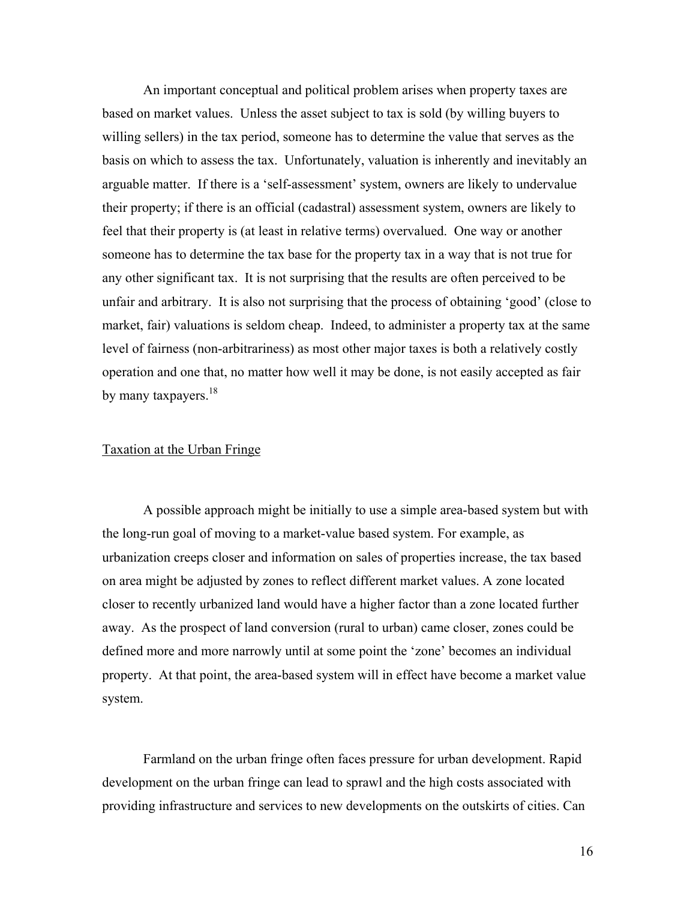An important conceptual and political problem arises when property taxes are based on market values. Unless the asset subject to tax is sold (by willing buyers to willing sellers) in the tax period, someone has to determine the value that serves as the basis on which to assess the tax. Unfortunately, valuation is inherently and inevitably an arguable matter. If there is a 'self-assessment' system, owners are likely to undervalue their property; if there is an official (cadastral) assessment system, owners are likely to feel that their property is (at least in relative terms) overvalued. One way or another someone has to determine the tax base for the property tax in a way that is not true for any other significant tax. It is not surprising that the results are often perceived to be unfair and arbitrary. It is also not surprising that the process of obtaining 'good' (close to market, fair) valuations is seldom cheap. Indeed, to administer a property tax at the same level of fairness (non-arbitrariness) as most other major taxes is both a relatively costly operation and one that, no matter how well it may be done, is not easily accepted as fair by many taxpayers.[18]

## Taxation at the Urban Fringe

A possible approach might be initially to use a simple area-based system but with the long-run goal of moving to a market-value based system. For example, as urbanization creeps closer and information on sales of properties increase, the tax based on area might be adjusted by zones to reflect different market values. A zone located closer to recently urbanized land would have a higher factor than a zone located further away. As the prospect of land conversion (rural to urban) came closer, zones could be defined more and more narrowly until at some point the 'zone' becomes an individual property. At that point, the area-based system will in effect have become a market value system.

Farmland on the urban fringe often faces pressure for urban development. Rapid development on the urban fringe can lead to sprawl and the high costs associated with providing infrastructure and services to new developments on the outskirts of cities. Can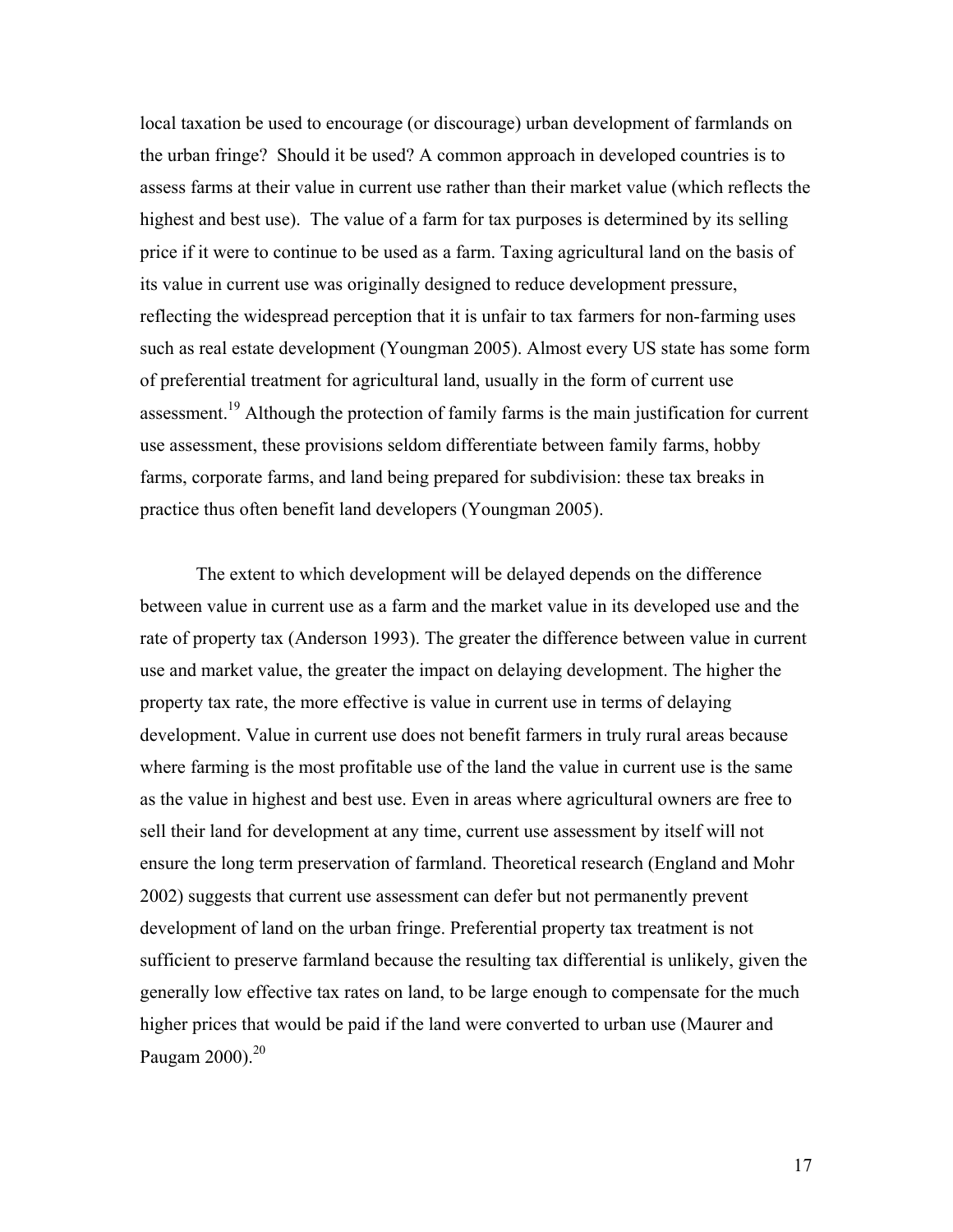local taxation be used to encourage (or discourage) urban development of farmlands on the urban fringe? Should it be used? A common approach in developed countries is to assess farms at their value in current use rather than their market value (which reflects the highest and best use). The value of a farm for tax purposes is determined by its selling price if it were to continue to be used as a farm. Taxing agricultural land on the basis of its value in current use was originally designed to reduce development pressure, reflecting the widespread perception that it is unfair to tax farmers for non-farming uses such as real estate development (Youngman 2005). Almost every US state has some form of preferential treatment for agricultural land, usually in the form of current use assessment.[19] Although the protection of family farms is the main justification for current use assessment, these provisions seldom differentiate between family farms, hobby farms, corporate farms, and land being prepared for subdivision: these tax breaks in practice thus often benefit land developers (Youngman 2005).

The extent to which development will be delayed depends on the difference between value in current use as a farm and the market value in its developed use and the rate of property tax (Anderson 1993). The greater the difference between value in current use and market value, the greater the impact on delaying development. The higher the property tax rate, the more effective is value in current use in terms of delaying development. Value in current use does not benefit farmers in truly rural areas because where farming is the most profitable use of the land the value in current use is the same as the value in highest and best use. Even in areas where agricultural owners are free to sell their land for development at any time, current use assessment by itself will not ensure the long term preservation of farmland. Theoretical research (England and Mohr 2002) suggests that current use assessment can defer but not permanently prevent development of land on the urban fringe. Preferential property tax treatment is not sufficient to preserve farmland because the resulting tax differential is unlikely, given the generally low effective tax rates on land, to be large enough to compensate for the much higher prices that would be paid if the land were converted to urban use (Maurer and Paugam 2000).[20]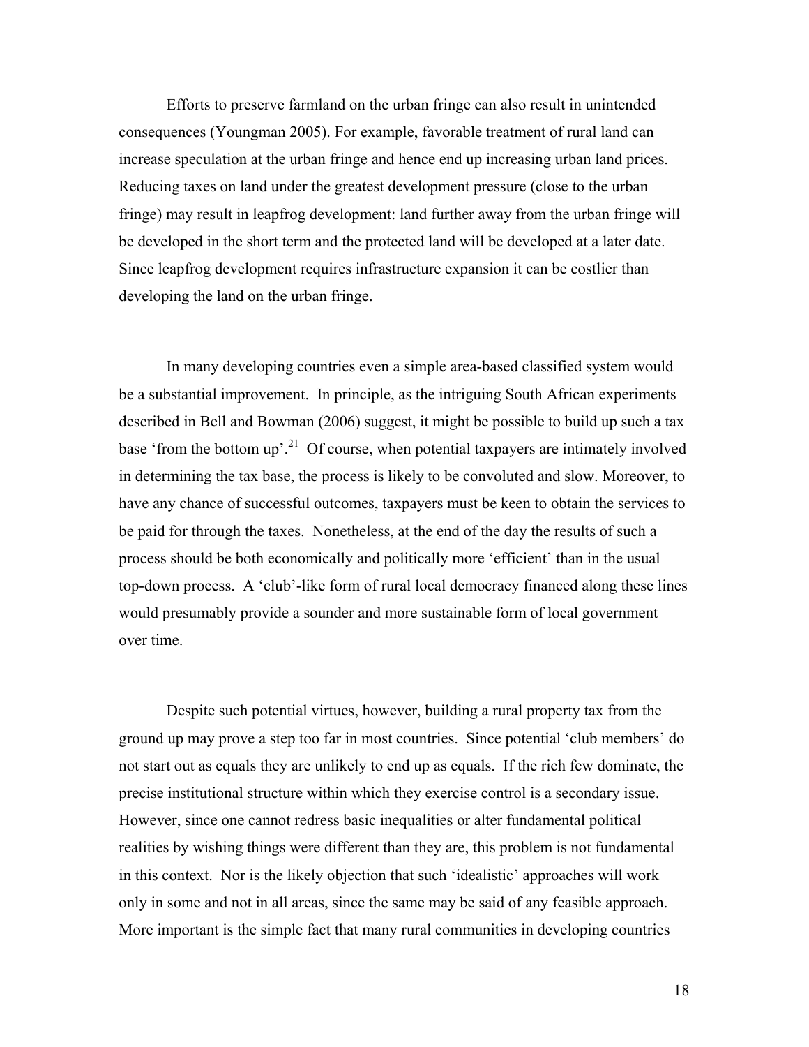Efforts to preserve farmland on the urban fringe can also result in unintended consequences (Youngman 2005). For example, favorable treatment of rural land can increase speculation at the urban fringe and hence end up increasing urban land prices. Reducing taxes on land under the greatest development pressure (close to the urban fringe) may result in leapfrog development: land further away from the urban fringe will be developed in the short term and the protected land will be developed at a later date. Since leapfrog development requires infrastructure expansion it can be costlier than developing the land on the urban fringe.

In many developing countries even a simple area-based classified system would be a substantial improvement. In principle, as the intriguing South African experiments described in Bell and Bowman (2006) suggest, it might be possible to build up such a tax base 'from the bottom up'.[21] Of course, when potential taxpayers are intimately involved in determining the tax base, the process is likely to be convoluted and slow. Moreover, to have any chance of successful outcomes, taxpayers must be keen to obtain the services to be paid for through the taxes. Nonetheless, at the end of the day the results of such a process should be both economically and politically more 'efficient' than in the usual top-down process. A 'club'-like form of rural local democracy financed along these lines would presumably provide a sounder and more sustainable form of local government over time.

Despite such potential virtues, however, building a rural property tax from the ground up may prove a step too far in most countries. Since potential 'club members' do not start out as equals they are unlikely to end up as equals. If the rich few dominate, the precise institutional structure within which they exercise control is a secondary issue. However, since one cannot redress basic inequalities or alter fundamental political realities by wishing things were different than they are, this problem is not fundamental in this context. Nor is the likely objection that such 'idealistic' approaches will work only in some and not in all areas, since the same may be said of any feasible approach. More important is the simple fact that many rural communities in developing countries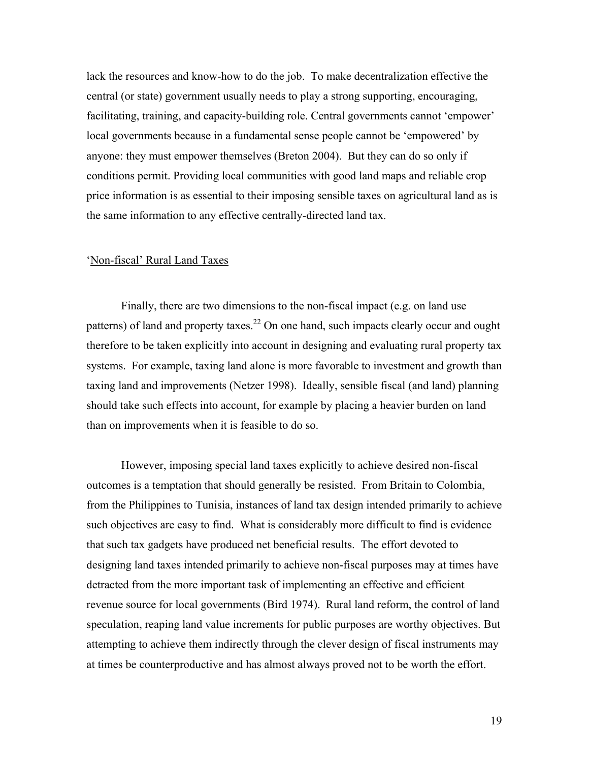lack the resources and know-how to do the job. To make decentralization effective the central (or state) government usually needs to play a strong supporting, encouraging, facilitating, training, and capacity-building role. Central governments cannot 'empower' local governments because in a fundamental sense people cannot be 'empowered' by anyone: they must empower themselves (Breton 2004). But they can do so only if conditions permit. Providing local communities with good land maps and reliable crop price information is as essential to their imposing sensible taxes on agricultural land as is the same information to any effective centrally-directed land tax.

## 'Non-fiscal' Rural Land Taxes

Finally, there are two dimensions to the non-fiscal impact (e.g. on land use patterns) of land and property taxes.[22] On one hand, such impacts clearly occur and ought therefore to be taken explicitly into account in designing and evaluating rural property tax systems. For example, taxing land alone is more favorable to investment and growth than taxing land and improvements (Netzer 1998). Ideally, sensible fiscal (and land) planning should take such effects into account, for example by placing a heavier burden on land than on improvements when it is feasible to do so.

However, imposing special land taxes explicitly to achieve desired non-fiscal outcomes is a temptation that should generally be resisted. From Britain to Colombia, from the Philippines to Tunisia, instances of land tax design intended primarily to achieve such objectives are easy to find. What is considerably more difficult to find is evidence that such tax gadgets have produced net beneficial results. The effort devoted to designing land taxes intended primarily to achieve non-fiscal purposes may at times have detracted from the more important task of implementing an effective and efficient revenue source for local governments (Bird 1974). Rural land reform, the control of land speculation, reaping land value increments for public purposes are worthy objectives. But attempting to achieve them indirectly through the clever design of fiscal instruments may at times be counterproductive and has almost always proved not to be worth the effort.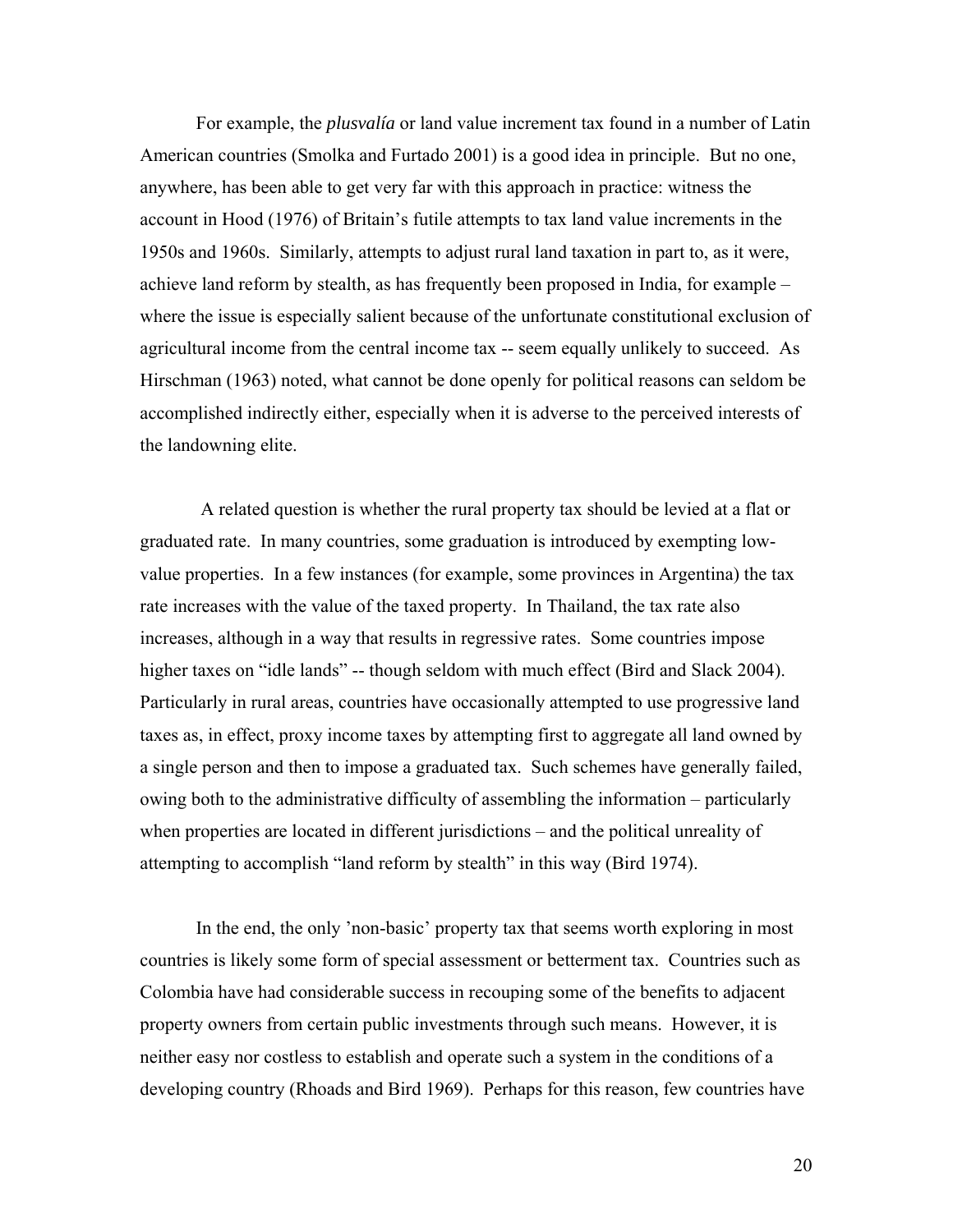For example, the *plusvalía* or land value increment tax found in a number of Latin American countries (Smolka and Furtado 2001) is a good idea in principle. But no one, anywhere, has been able to get very far with this approach in practice: witness the account in Hood (1976) of Britain's futile attempts to tax land value increments in the 1950s and 1960s. Similarly, attempts to adjust rural land taxation in part to, as it were, achieve land reform by stealth, as has frequently been proposed in India, for example – where the issue is especially salient because of the unfortunate constitutional exclusion of agricultural income from the central income tax -- seem equally unlikely to succeed. As Hirschman (1963) noted, what cannot be done openly for political reasons can seldom be accomplished indirectly either, especially when it is adverse to the perceived interests of the landowning elite.

A related question is whether the rural property tax should be levied at a flat or graduated rate. In many countries, some graduation is introduced by exempting low-value properties. In a few instances (for example, some provinces in Argentina) the tax rate increases with the value of the taxed property. In Thailand, the tax rate also increases, although in a way that results in regressive rates. Some countries impose higher taxes on "idle lands" -- though seldom with much effect (Bird and Slack 2004). Particularly in rural areas, countries have occasionally attempted to use progressive land taxes as, in effect, proxy income taxes by attempting first to aggregate all land owned by a single person and then to impose a graduated tax. Such schemes have generally failed, owing both to the administrative difficulty of assembling the information – particularly when properties are located in different jurisdictions – and the political unreality of attempting to accomplish "land reform by stealth" in this way (Bird 1974).

In the end, the only 'non-basic' property tax that seems worth exploring in most countries is likely some form of special assessment or betterment tax. Countries such as Colombia have had considerable success in recouping some of the benefits to adjacent property owners from certain public investments through such means. However, it is neither easy nor costless to establish and operate such a system in the conditions of a developing country (Rhoads and Bird 1969). Perhaps for this reason, few countries have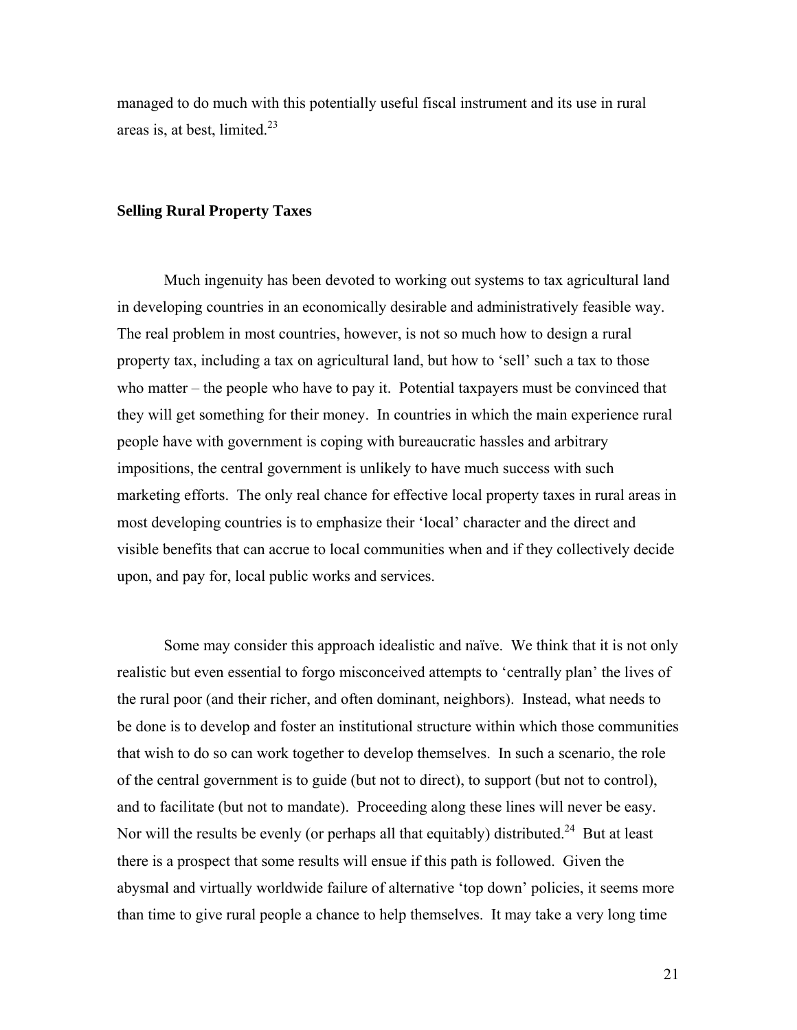managed to do much with this potentially useful fiscal instrument and its use in rural areas is, at best, limited.[23]

## Selling Rural Property Taxes

Much ingenuity has been devoted to working out systems to tax agricultural land in developing countries in an economically desirable and administratively feasible way. The real problem in most countries, however, is not so much how to design a rural property tax, including a tax on agricultural land, but how to 'sell' such a tax to those who matter – the people who have to pay it. Potential taxpayers must be convinced that they will get something for their money. In countries in which the main experience rural people have with government is coping with bureaucratic hassles and arbitrary impositions, the central government is unlikely to have much success with such marketing efforts. The only real chance for effective local property taxes in rural areas in most developing countries is to emphasize their 'local' character and the direct and visible benefits that can accrue to local communities when and if they collectively decide upon, and pay for, local public works and services.

Some may consider this approach idealistic and naïve. We think that it is not only realistic but even essential to forgo misconceived attempts to 'centrally plan' the lives of the rural poor (and their richer, and often dominant, neighbors). Instead, what needs to be done is to develop and foster an institutional structure within which those communities that wish to do so can work together to develop themselves. In such a scenario, the role of the central government is to guide (but not to direct), to support (but not to control), and to facilitate (but not to mandate). Proceeding along these lines will never be easy. Nor will the results be evenly (or perhaps all that equitably) distributed.[24] But at least there is a prospect that some results will ensue if this path is followed. Given the abysmal and virtually worldwide failure of alternative 'top down' policies, it seems more than time to give rural people a chance to help themselves. It may take a very long time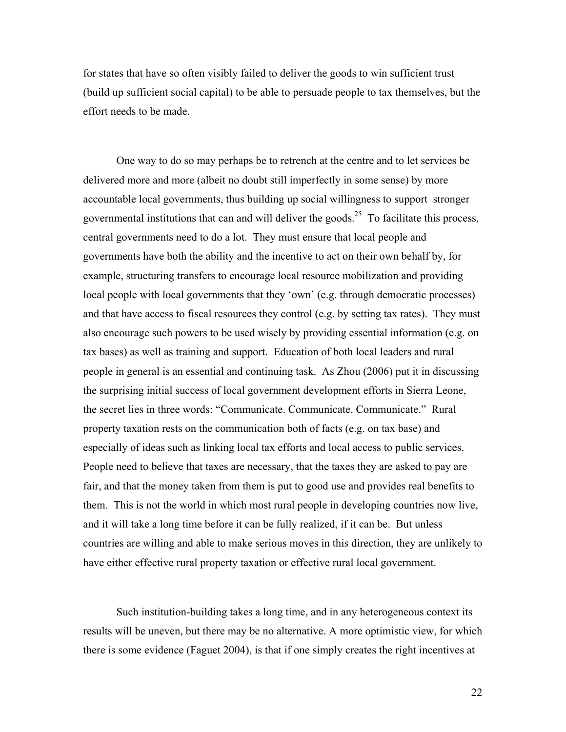for states that have so often visibly failed to deliver the goods to win sufficient trust (build up sufficient social capital) to be able to persuade people to tax themselves, but the effort needs to be made.

One way to do so may perhaps be to retrench at the centre and to let services be delivered more and more (albeit no doubt still imperfectly in some sense) by more accountable local governments, thus building up social willingness to support stronger governmental institutions that can and will deliver the goods.[25] To facilitate this process, central governments need to do a lot. They must ensure that local people and governments have both the ability and the incentive to act on their own behalf by, for example, structuring transfers to encourage local resource mobilization and providing local people with local governments that they 'own' (e.g. through democratic processes) and that have access to fiscal resources they control (e.g. by setting tax rates). They must also encourage such powers to be used wisely by providing essential information (e.g. on tax bases) as well as training and support. Education of both local leaders and rural people in general is an essential and continuing task. As Zhou (2006) put it in discussing the surprising initial success of local government development efforts in Sierra Leone, the secret lies in three words: "Communicate. Communicate. Communicate." Rural property taxation rests on the communication both of facts (e.g. on tax base) and especially of ideas such as linking local tax efforts and local access to public services. People need to believe that taxes are necessary, that the taxes they are asked to pay are fair, and that the money taken from them is put to good use and provides real benefits to them. This is not the world in which most rural people in developing countries now live, and it will take a long time before it can be fully realized, if it can be. But unless countries are willing and able to make serious moves in this direction, they are unlikely to have either effective rural property taxation or effective rural local government.

Such institution-building takes a long time, and in any heterogeneous context its results will be uneven, but there may be no alternative. A more optimistic view, for which there is some evidence (Faguet 2004), is that if one simply creates the right incentives at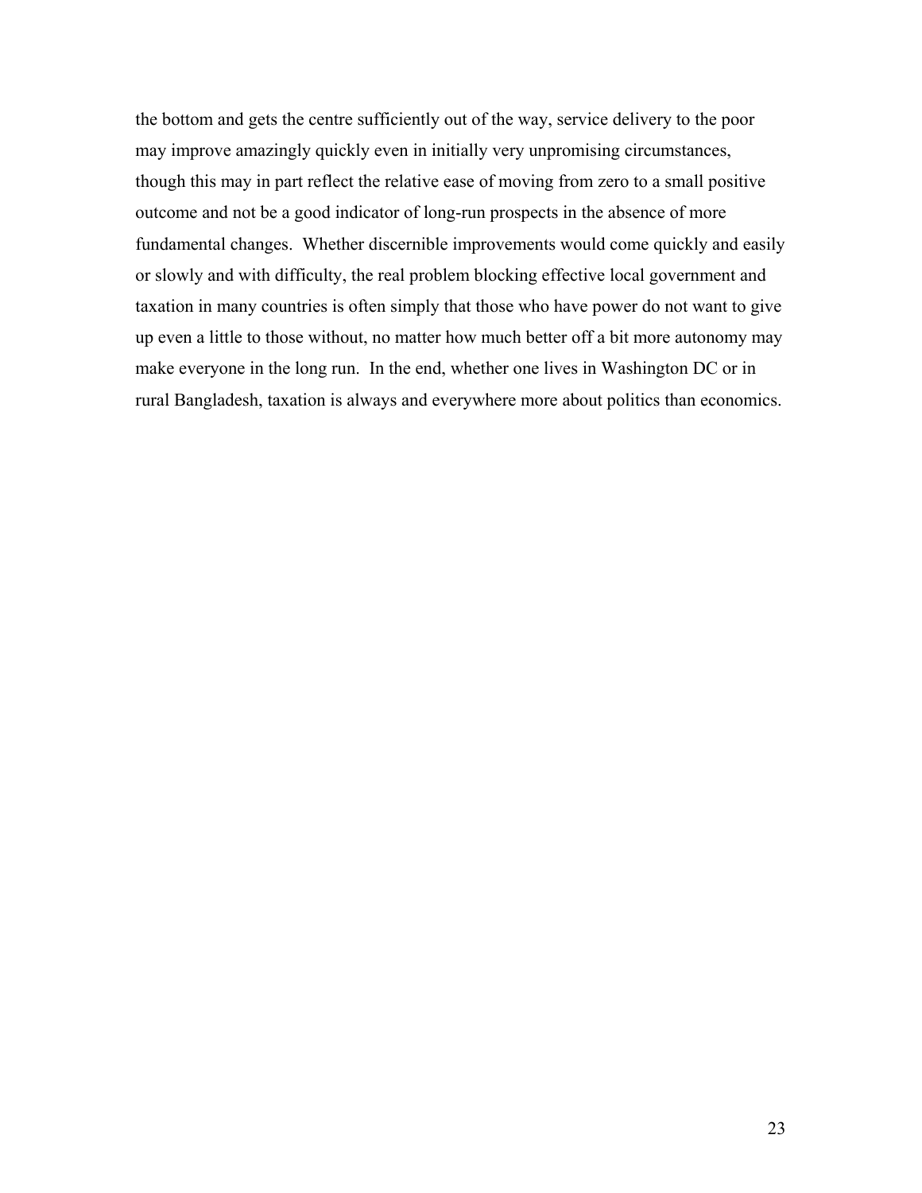the bottom and gets the centre sufficiently out of the way, service delivery to the poor may improve amazingly quickly even in initially very unpromising circumstances, though this may in part reflect the relative ease of moving from zero to a small positive outcome and not be a good indicator of long-run prospects in the absence of more fundamental changes. Whether discernible improvements would come quickly and easily or slowly and with difficulty, the real problem blocking effective local government and taxation in many countries is often simply that those who have power do not want to give up even a little to those without, no matter how much better off a bit more autonomy may make everyone in the long run. In the end, whether one lives in Washington DC or in rural Bangladesh, taxation is always and everywhere more about politics than economics.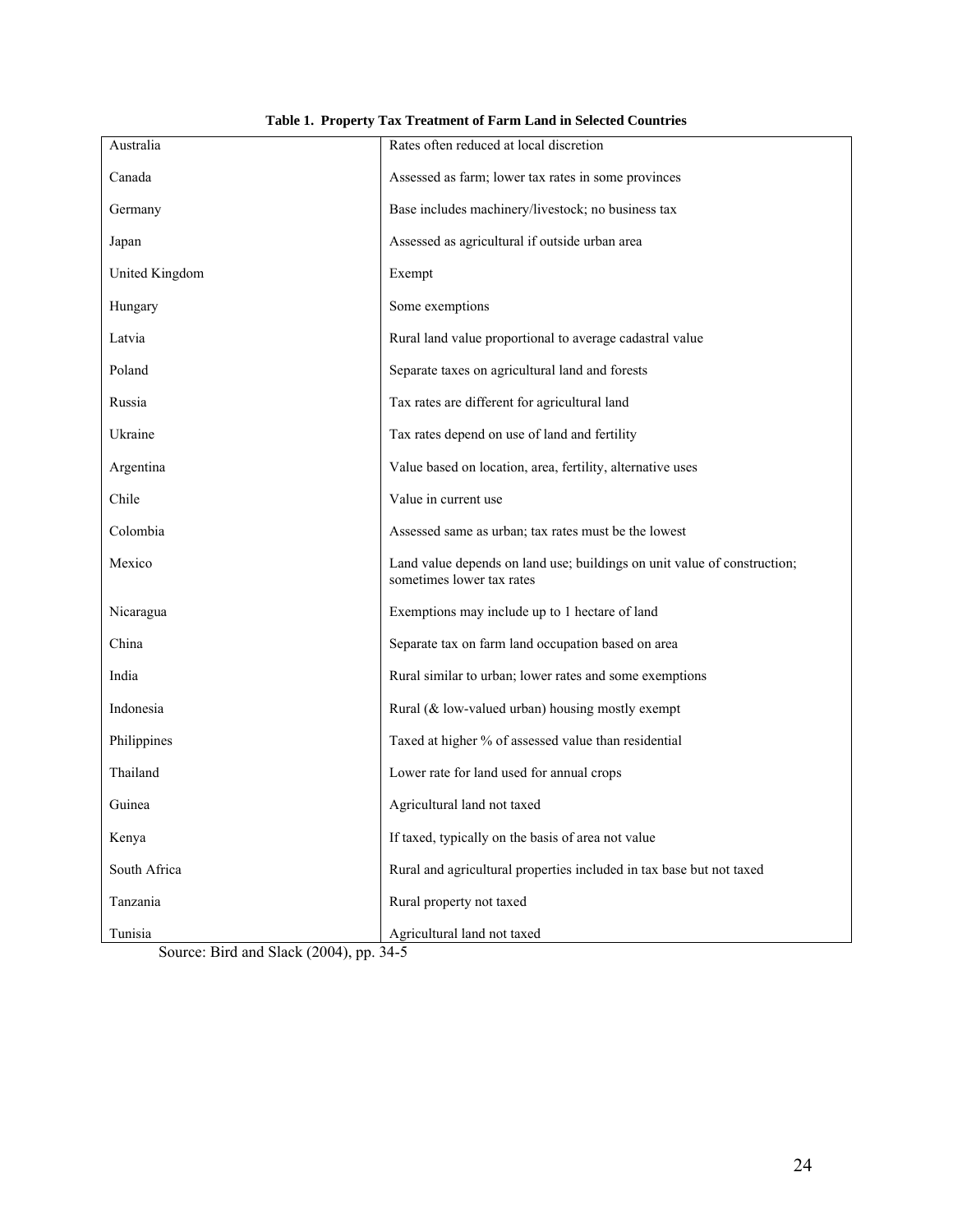**Table 1. Property Tax Treatment of Farm Land in Selected Countries**

| Country | Treatment |
|---|---|
| Australia | Rates often reduced at local discretion |
| Canada | Assessed as farm; lower tax rates in some provinces |
| Germany | Base includes machinery/livestock; no business tax |
| Japan | Assessed as agricultural if outside urban area |
| United Kingdom | Exempt |
| Hungary | Some exemptions |
| Latvia | Rural land value proportional to average cadastral value |
| Poland | Separate taxes on agricultural land and forests |
| Russia | Tax rates are different for agricultural land |
| Ukraine | Tax rates depend on use of land and fertility |
| Argentina | Value based on location, area, fertility, alternative uses |
| Chile | Value in current use |
| Colombia | Assessed same as urban; tax rates must be the lowest |
| Mexico | Land value depends on land use; buildings on unit value of construction; sometimes lower tax rates |
| Nicaragua | Exemptions may include up to 1 hectare of land |
| China | Separate tax on farm land occupation based on area |
| India | Rural similar to urban; lower rates and some exemptions |
| Indonesia | Rural (& low-valued urban) housing mostly exempt |
| Philippines | Taxed at higher % of assessed value than residential |
| Thailand | Lower rate for land used for annual crops |
| Guinea | Agricultural land not taxed |
| Kenya | If taxed, typically on the basis of area not value |
| South Africa | Rural and agricultural properties included in tax base but not taxed |
| Tanzania | Rural property not taxed |
| Tunisia | Agricultural land not taxed |

Source: Bird and Slack (2004), pp. 34-5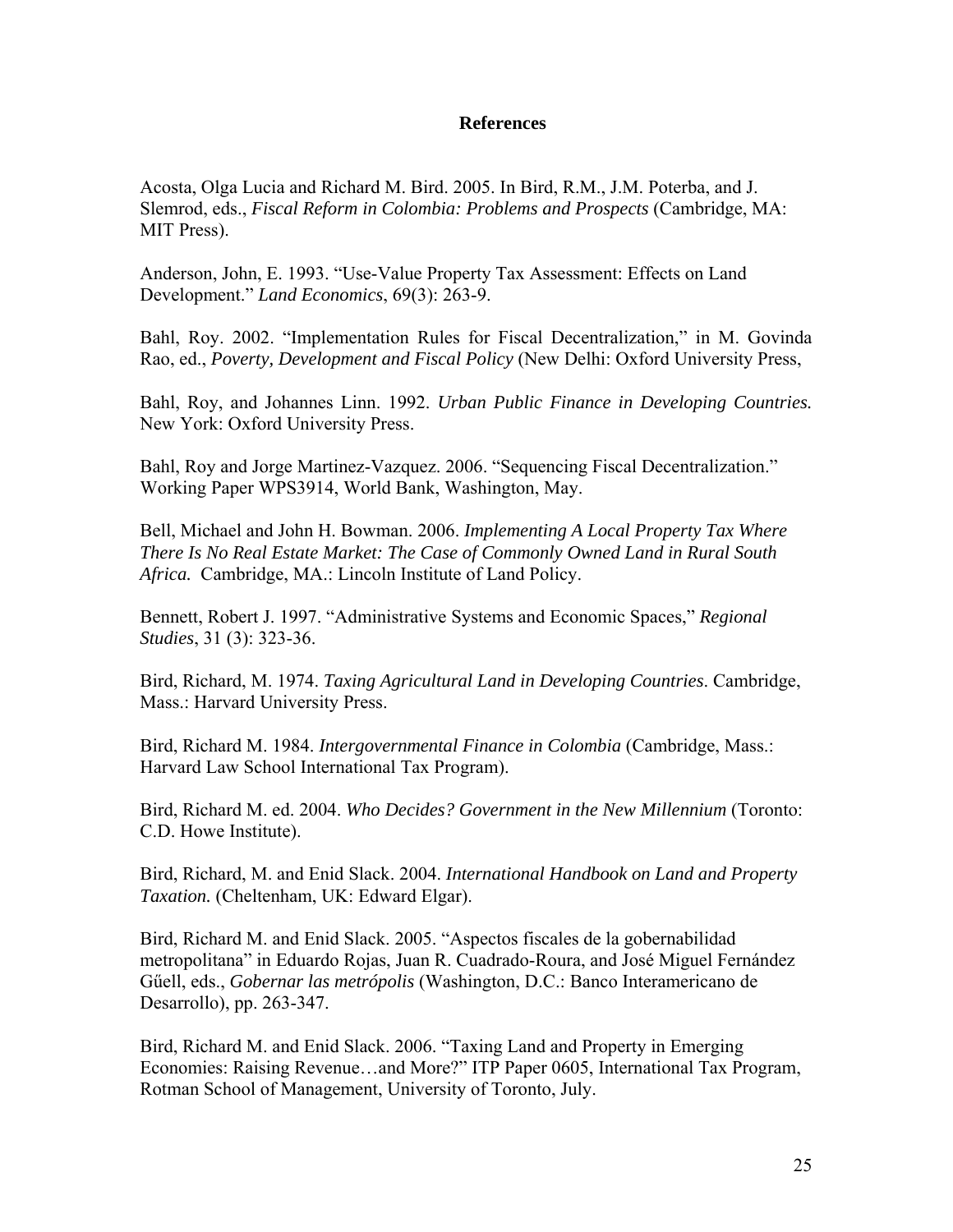## References

Acosta, Olga Lucia and Richard M. Bird. 2005. In Bird, R.M., J.M. Poterba, and J. Slemrod, eds., *Fiscal Reform in Colombia: Problems and Prospects* (Cambridge, MA: MIT Press).

Anderson, John, E. 1993. "Use-Value Property Tax Assessment: Effects on Land Development." *Land Economics*, 69(3): 263-9.

Bahl, Roy. 2002. "Implementation Rules for Fiscal Decentralization," in M. Govinda Rao, ed., *Poverty, Development and Fiscal Policy* (New Delhi: Oxford University Press,

Bahl, Roy, and Johannes Linn. 1992. *Urban Public Finance in Developing Countries.* New York: Oxford University Press.

Bahl, Roy and Jorge Martinez-Vazquez. 2006. "Sequencing Fiscal Decentralization." Working Paper WPS3914, World Bank, Washington, May.

Bell, Michael and John H. Bowman. 2006. *Implementing A Local Property Tax Where There Is No Real Estate Market: The Case of Commonly Owned Land in Rural South Africa.* Cambridge, MA.: Lincoln Institute of Land Policy.

Bennett, Robert J. 1997. "Administrative Systems and Economic Spaces," *Regional Studies*, 31 (3): 323-36.

Bird, Richard, M. 1974. *Taxing Agricultural Land in Developing Countries*. Cambridge, Mass.: Harvard University Press.

Bird, Richard M. 1984. *Intergovernmental Finance in Colombia* (Cambridge, Mass.: Harvard Law School International Tax Program).

Bird, Richard M. ed. 2004. *Who Decides? Government in the New Millennium* (Toronto: C.D. Howe Institute).

Bird, Richard, M. and Enid Slack. 2004. *International Handbook on Land and Property Taxation.* (Cheltenham, UK: Edward Elgar).

Bird, Richard M. and Enid Slack. 2005. "Aspectos fiscales de la gobernabilidad metropolitana" in Eduardo Rojas, Juan R. Cuadrado-Roura, and José Miguel Fernández Gűell, eds., *Gobernar las metrópolis* (Washington, D.C.: Banco Interamericano de Desarrollo), pp. 263-347.

Bird, Richard M. and Enid Slack. 2006. "Taxing Land and Property in Emerging Economies: Raising Revenue…and More?" ITP Paper 0605, International Tax Program, Rotman School of Management, University of Toronto, July.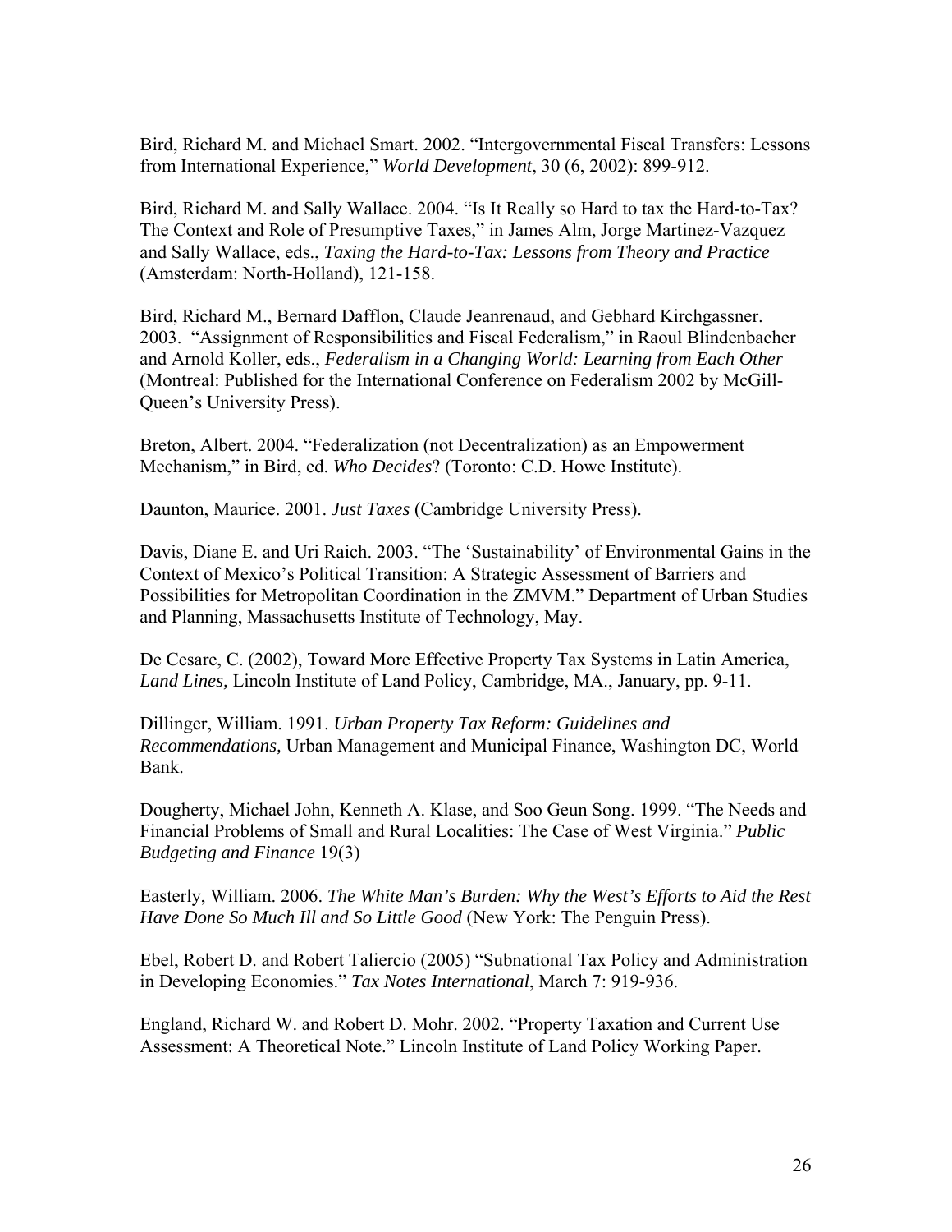Bird, Richard M. and Michael Smart. 2002. "Intergovernmental Fiscal Transfers: Lessons from International Experience," *World Development*, 30 (6, 2002): 899-912.

Bird, Richard M. and Sally Wallace. 2004. "Is It Really so Hard to tax the Hard-to-Tax? The Context and Role of Presumptive Taxes," in James Alm, Jorge Martinez-Vazquez and Sally Wallace, eds., *Taxing the Hard-to-Tax: Lessons from Theory and Practice* (Amsterdam: North-Holland), 121-158.

Bird, Richard M., Bernard Dafflon, Claude Jeanrenaud, and Gebhard Kirchgassner. 2003. "Assignment of Responsibilities and Fiscal Federalism," in Raoul Blindenbacher and Arnold Koller, eds., *Federalism in a Changing World: Learning from Each Other* (Montreal: Published for the International Conference on Federalism 2002 by McGill-Queen's University Press).

Breton, Albert. 2004. "Federalization (not Decentralization) as an Empowerment Mechanism," in Bird, ed. *Who Decides*? (Toronto: C.D. Howe Institute).

Daunton, Maurice. 2001. *Just Taxes* (Cambridge University Press).

Davis, Diane E. and Uri Raich. 2003. "The 'Sustainability' of Environmental Gains in the Context of Mexico's Political Transition: A Strategic Assessment of Barriers and Possibilities for Metropolitan Coordination in the ZMVM." Department of Urban Studies and Planning, Massachusetts Institute of Technology, May.

De Cesare, C. (2002), Toward More Effective Property Tax Systems in Latin America, *Land Lines,* Lincoln Institute of Land Policy, Cambridge, MA., January, pp. 9-11.

Dillinger, William. 1991. *Urban Property Tax Reform: Guidelines and Recommendations,* Urban Management and Municipal Finance, Washington DC, World Bank.

Dougherty, Michael John, Kenneth A. Klase, and Soo Geun Song. 1999. "The Needs and Financial Problems of Small and Rural Localities: The Case of West Virginia." *Public Budgeting and Finance* 19(3)

Easterly, William. 2006. *The White Man's Burden: Why the West's Efforts to Aid the Rest Have Done So Much Ill and So Little Good* (New York: The Penguin Press).

Ebel, Robert D. and Robert Taliercio (2005) "Subnational Tax Policy and Administration in Developing Economies." *Tax Notes International*, March 7: 919-936.

England, Richard W. and Robert D. Mohr. 2002. "Property Taxation and Current Use Assessment: A Theoretical Note." Lincoln Institute of Land Policy Working Paper.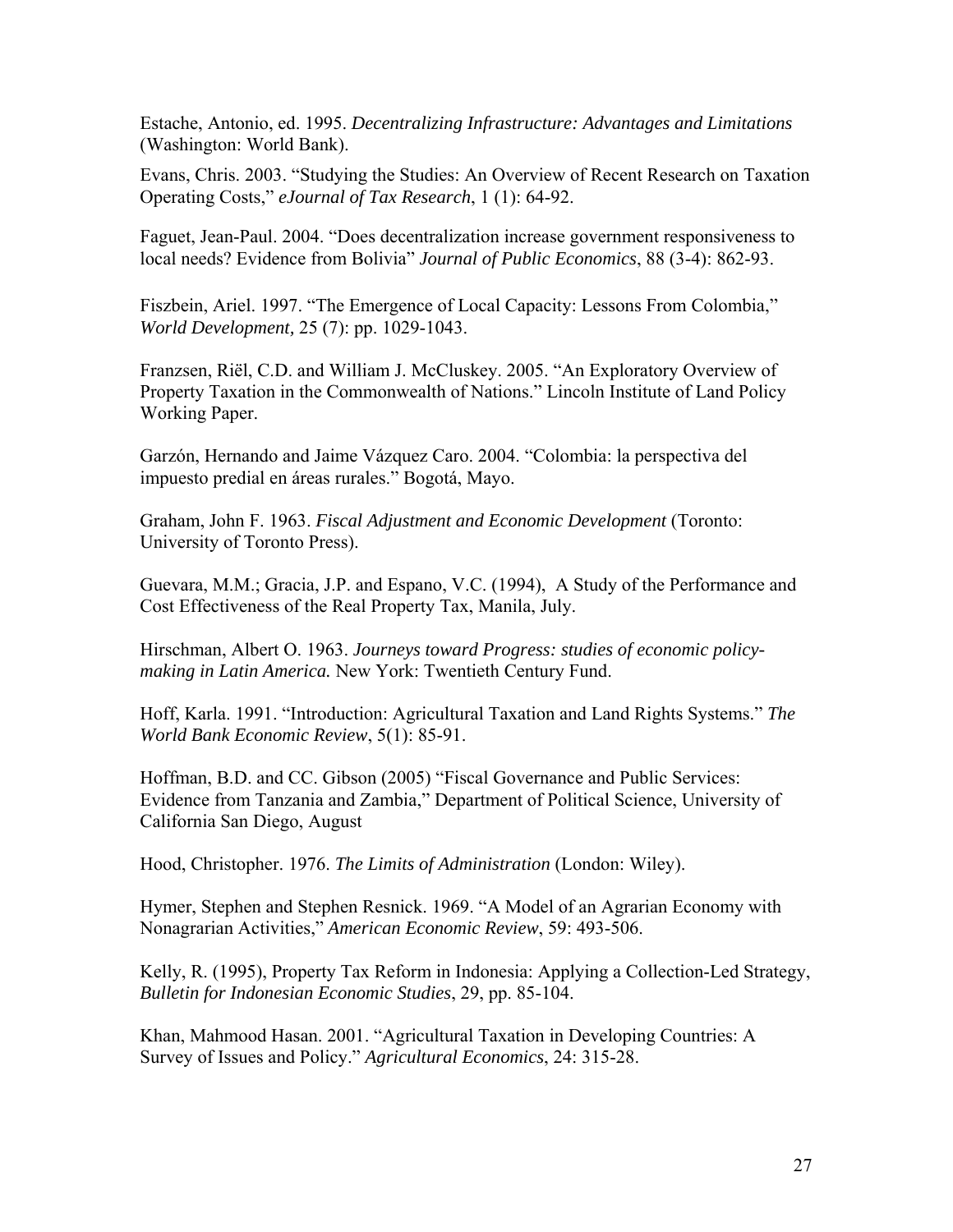Estache, Antonio, ed. 1995. *Decentralizing Infrastructure: Advantages and Limitations* (Washington: World Bank).

Evans, Chris. 2003. "Studying the Studies: An Overview of Recent Research on Taxation Operating Costs," *eJournal of Tax Research*, 1 (1): 64-92.

Faguet, Jean-Paul. 2004. "Does decentralization increase government responsiveness to local needs? Evidence from Bolivia" *Journal of Public Economics*, 88 (3-4): 862-93.

Fiszbein, Ariel. 1997. "The Emergence of Local Capacity: Lessons From Colombia," *World Development,* 25 (7): pp. 1029-1043.

Franzsen, Riël, C.D. and William J. McCluskey. 2005. "An Exploratory Overview of Property Taxation in the Commonwealth of Nations." Lincoln Institute of Land Policy Working Paper.

Garzón, Hernando and Jaime Vázquez Caro. 2004. "Colombia: la perspectiva del impuesto predial en áreas rurales." Bogotá, Mayo.

Graham, John F. 1963. *Fiscal Adjustment and Economic Development* (Toronto: University of Toronto Press).

Guevara, M.M.; Gracia, J.P. and Espano, V.C. (1994), A Study of the Performance and Cost Effectiveness of the Real Property Tax, Manila, July.

Hirschman, Albert O. 1963. *Journeys toward Progress: studies of economic policy-making in Latin America.* New York: Twentieth Century Fund.

Hoff, Karla. 1991. "Introduction: Agricultural Taxation and Land Rights Systems." *The World Bank Economic Review*, 5(1): 85-91.

Hoffman, B.D. and CC. Gibson (2005) "Fiscal Governance and Public Services: Evidence from Tanzania and Zambia," Department of Political Science, University of California San Diego, August

Hood, Christopher. 1976. *The Limits of Administration* (London: Wiley).

Hymer, Stephen and Stephen Resnick. 1969. "A Model of an Agrarian Economy with Nonagrarian Activities," *American Economic Review*, 59: 493-506.

Kelly, R. (1995), Property Tax Reform in Indonesia: Applying a Collection-Led Strategy, *Bulletin for Indonesian Economic Studies*, 29, pp. 85-104.

Khan, Mahmood Hasan. 2001. "Agricultural Taxation in Developing Countries: A Survey of Issues and Policy." *Agricultural Economics*, 24: 315-28.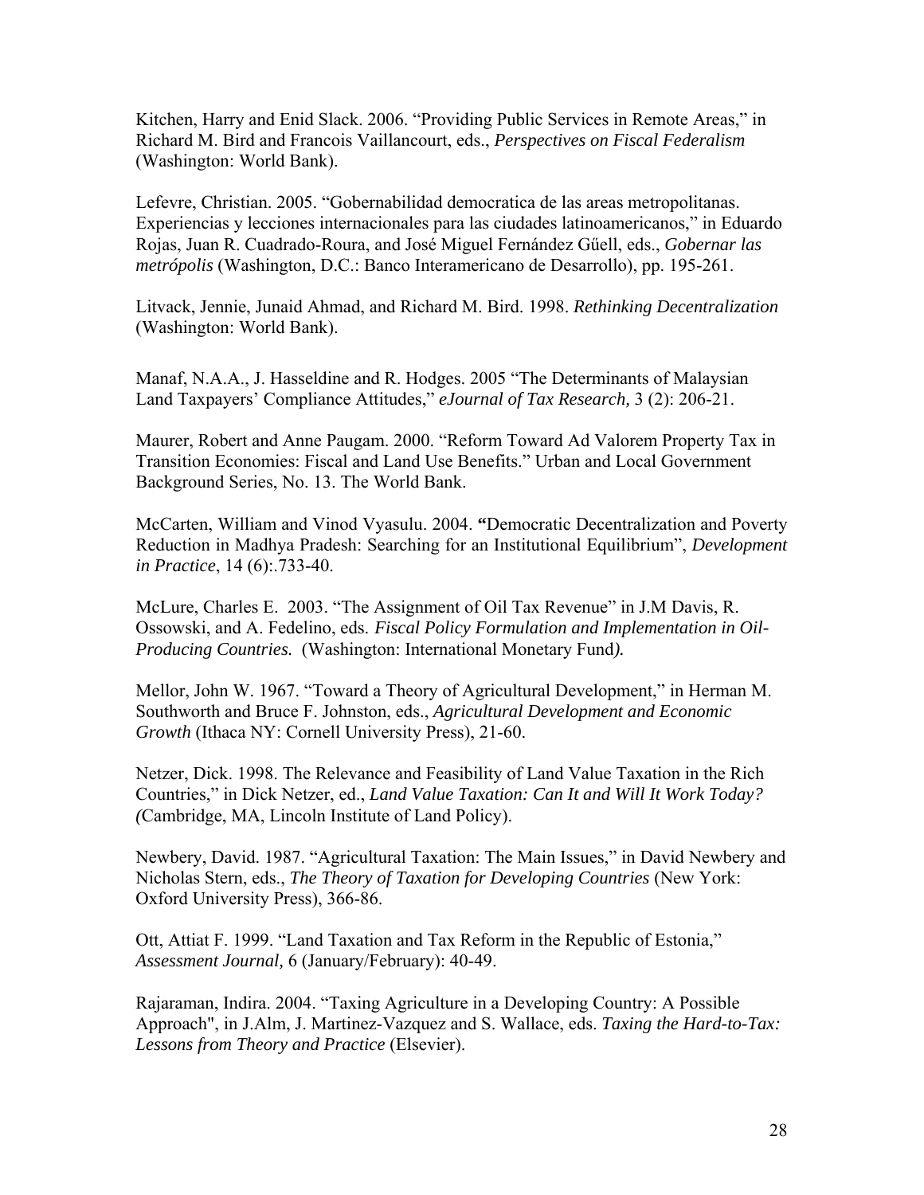Kitchen, Harry and Enid Slack. 2006. “Providing Public Services in Remote Areas,” in Richard M. Bird and Francois Vaillancourt, eds., *Perspectives on Fiscal Federalism* (Washington: World Bank).

Lefevre, Christian. 2005. “Gobernabilidad democratica de las areas metropolitanas. Experiencias y lecciones internacionales para las ciudades latinoamericanos,” in Eduardo Rojas, Juan R. Cuadrado-Roura, and José Miguel Fernández Gűell, eds., *Gobernar las metrópolis* (Washington, D.C.: Banco Interamericano de Desarrollo), pp. 195-261.

Litvack, Jennie, Junaid Ahmad, and Richard M. Bird. 1998. *Rethinking Decentralization* (Washington: World Bank).

Manaf, N.A.A., J. Hasseldine and R. Hodges. 2005 “The Determinants of Malaysian Land Taxpayers' Compliance Attitudes,” *eJournal of Tax Research,* 3 (2): 206-21.

Maurer, Robert and Anne Paugam. 2000. “Reform Toward Ad Valorem Property Tax in Transition Economies: Fiscal and Land Use Benefits.” Urban and Local Government Background Series, No. 13. The World Bank.

McCarten, William and Vinod Vyasulu. 2004. **“**Democratic Decentralization and Poverty Reduction in Madhya Pradesh: Searching for an Institutional Equilibrium”, *Development in Practice*, 14 (6):.733-40.

McLure, Charles E. 2003. “The Assignment of Oil Tax Revenue” in J.M Davis, R. Ossowski, and A. Fedelino, eds. *Fiscal Policy Formulation and Implementation in Oil-Producing Countries.* (Washington: International Monetary Fund*).*

Mellor, John W. 1967. “Toward a Theory of Agricultural Development,” in Herman M. Southworth and Bruce F. Johnston, eds., *Agricultural Development and Economic Growth* (Ithaca NY: Cornell University Press), 21-60.

Netzer, Dick. 1998. The Relevance and Feasibility of Land Value Taxation in the Rich Countries,” in Dick Netzer, ed., *Land Value Taxation: Can It and Will It Work Today? (*Cambridge, MA, Lincoln Institute of Land Policy).

Newbery, David. 1987. “Agricultural Taxation: The Main Issues,” in David Newbery and Nicholas Stern, eds., *The Theory of Taxation for Developing Countries* (New York: Oxford University Press), 366-86.

Ott, Attiat F. 1999. “Land Taxation and Tax Reform in the Republic of Estonia,” *Assessment Journal,* 6 (January/February): 40-49.

Rajaraman, Indira. 2004. “Taxing Agriculture in a Developing Country: A Possible Approach", in J.Alm, J. Martinez-Vazquez and S. Wallace, eds. *Taxing the Hard-to-Tax: Lessons from Theory and Practice* (Elsevier).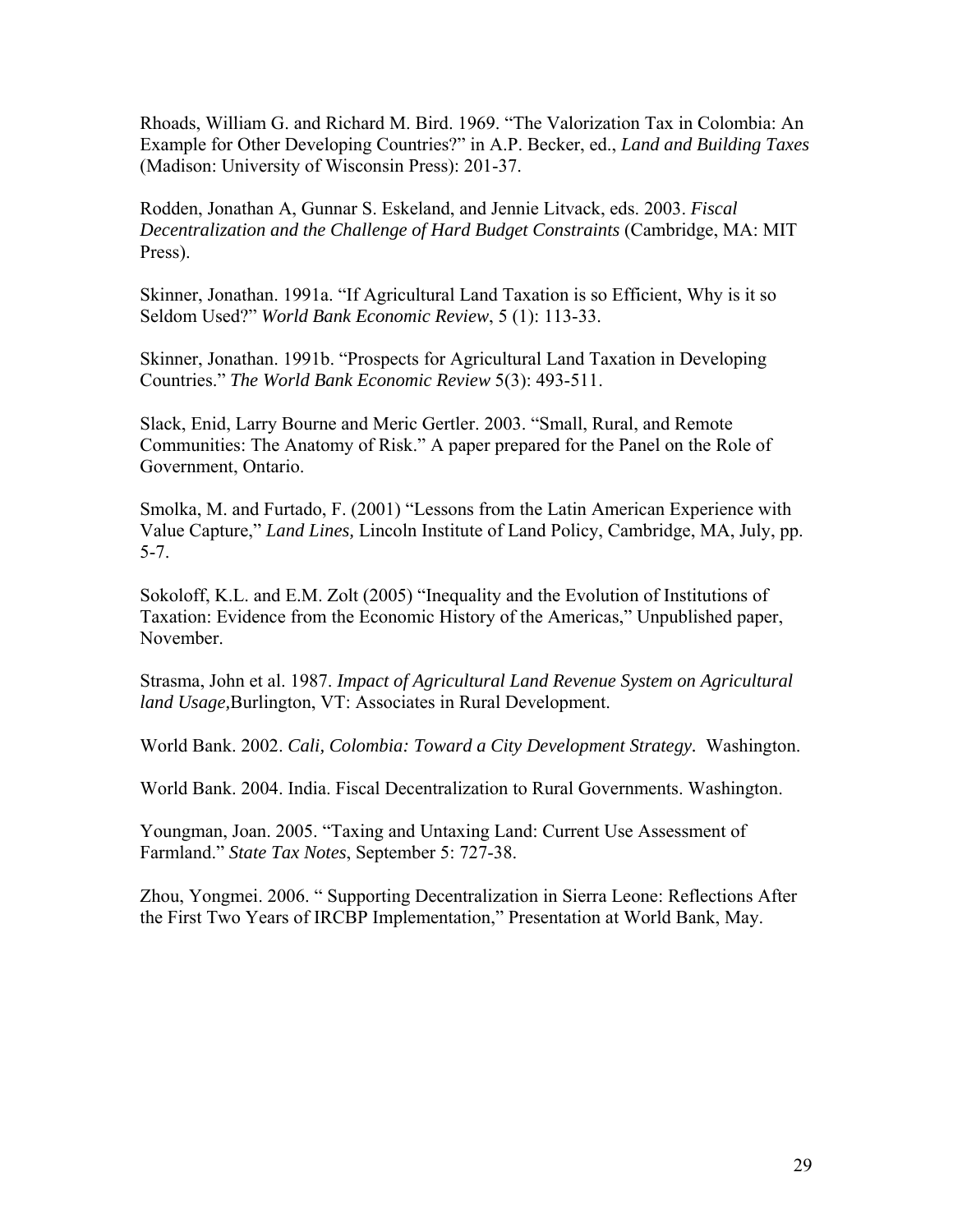Rhoads, William G. and Richard M. Bird. 1969. "The Valorization Tax in Colombia: An Example for Other Developing Countries?" in A.P. Becker, ed., *Land and Building Taxes* (Madison: University of Wisconsin Press): 201-37.

Rodden, Jonathan A, Gunnar S. Eskeland, and Jennie Litvack, eds. 2003. *Fiscal Decentralization and the Challenge of Hard Budget Constraints* (Cambridge, MA: MIT Press).

Skinner, Jonathan. 1991a. "If Agricultural Land Taxation is so Efficient, Why is it so Seldom Used?" *World Bank Economic Review*, 5 (1): 113-33.

Skinner, Jonathan. 1991b. "Prospects for Agricultural Land Taxation in Developing Countries." *The World Bank Economic Review* 5(3): 493-511.

Slack, Enid, Larry Bourne and Meric Gertler. 2003. "Small, Rural, and Remote Communities: The Anatomy of Risk." A paper prepared for the Panel on the Role of Government, Ontario.

Smolka, M. and Furtado, F. (2001) "Lessons from the Latin American Experience with Value Capture," *Land Lines,* Lincoln Institute of Land Policy, Cambridge, MA, July, pp. 5-7.

Sokoloff, K.L. and E.M. Zolt (2005) "Inequality and the Evolution of Institutions of Taxation: Evidence from the Economic History of the Americas," Unpublished paper, November.

Strasma, John et al. 1987. *Impact of Agricultural Land Revenue System on Agricultural land Usage,*Burlington, VT: Associates in Rural Development.

World Bank. 2002. *Cali, Colombia: Toward a City Development Strategy.* Washington.

World Bank. 2004. India. Fiscal Decentralization to Rural Governments. Washington.

Youngman, Joan. 2005. "Taxing and Untaxing Land: Current Use Assessment of Farmland." *State Tax Notes*, September 5: 727-38.

Zhou, Yongmei. 2006. " Supporting Decentralization in Sierra Leone: Reflections After the First Two Years of IRCBP Implementation," Presentation at World Bank, May.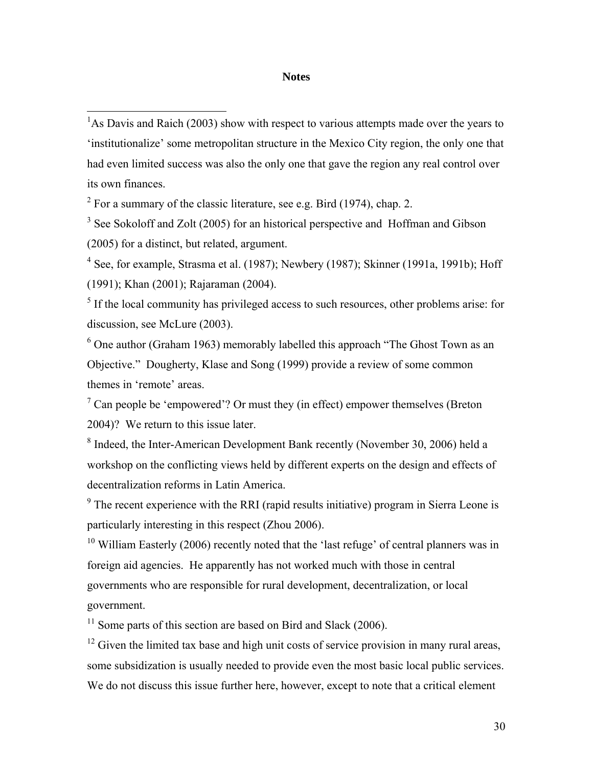## Notes

[1] As Davis and Raich (2003) show with respect to various attempts made over the years to 'institutionalize' some metropolitan structure in the Mexico City region, the only one that had even limited success was also the only one that gave the region any real control over its own finances.

[2] For a summary of the classic literature, see e.g. Bird (1974), chap. 2.

[3] See Sokoloff and Zolt (2005) for an historical perspective and Hoffman and Gibson (2005) for a distinct, but related, argument.

[4] See, for example, Strasma et al. (1987); Newbery (1987); Skinner (1991a, 1991b); Hoff (1991); Khan (2001); Rajaraman (2004).

[5] If the local community has privileged access to such resources, other problems arise: for discussion, see McLure (2003).

[6] One author (Graham 1963) memorably labelled this approach "The Ghost Town as an Objective." Dougherty, Klase and Song (1999) provide a review of some common themes in 'remote' areas.

[7] Can people be 'empowered'? Or must they (in effect) empower themselves (Breton 2004)? We return to this issue later.

[8] Indeed, the Inter-American Development Bank recently (November 30, 2006) held a workshop on the conflicting views held by different experts on the design and effects of decentralization reforms in Latin America.

[9] The recent experience with the RRI (rapid results initiative) program in Sierra Leone is particularly interesting in this respect (Zhou 2006).

[10] William Easterly (2006) recently noted that the 'last refuge' of central planners was in foreign aid agencies. He apparently has not worked much with those in central governments who are responsible for rural development, decentralization, or local government.

[11] Some parts of this section are based on Bird and Slack (2006).

[12] Given the limited tax base and high unit costs of service provision in many rural areas, some subsidization is usually needed to provide even the most basic local public services. We do not discuss this issue further here, however, except to note that a critical element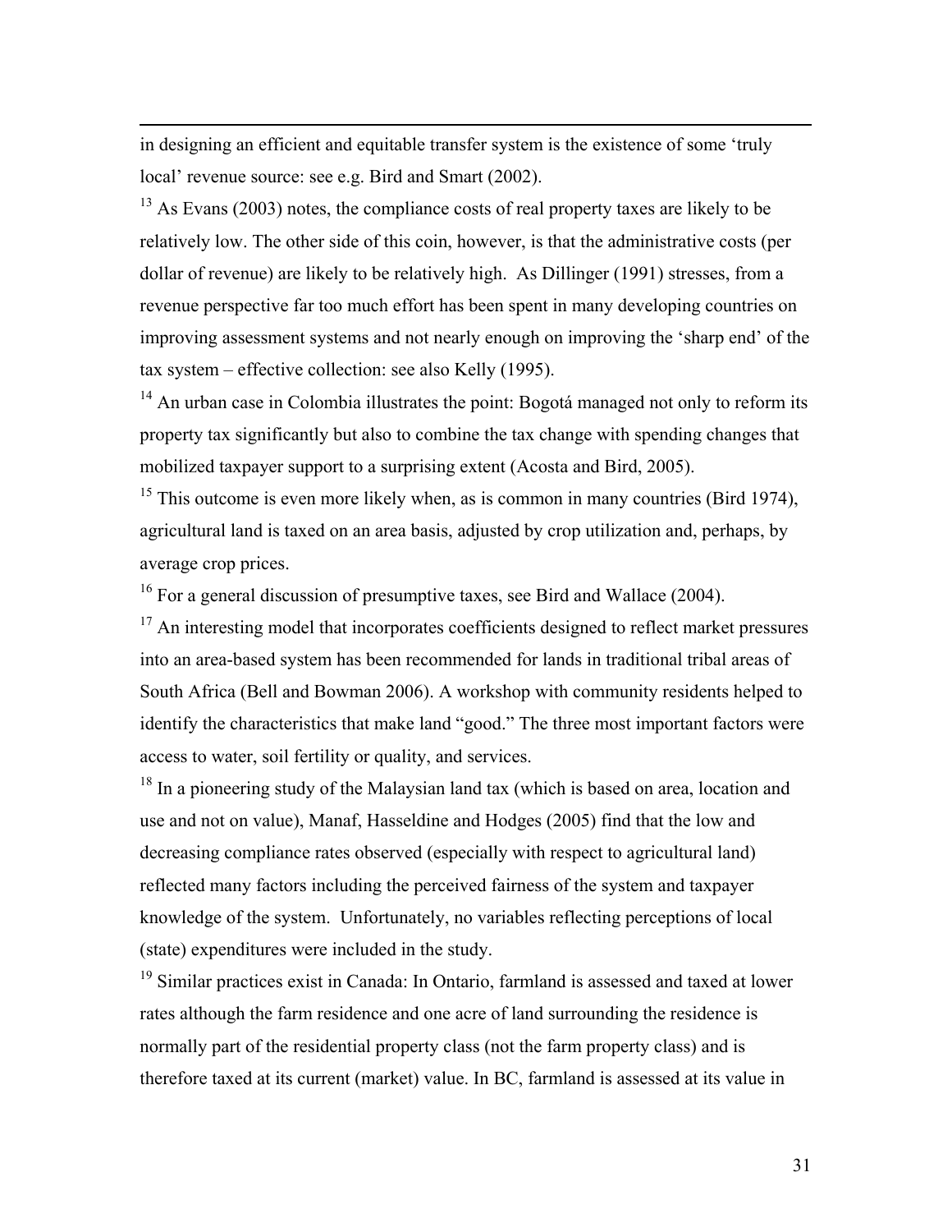in designing an efficient and equitable transfer system is the existence of some 'truly local' revenue source: see e.g. Bird and Smart (2002).

[13] As Evans (2003) notes, the compliance costs of real property taxes are likely to be relatively low. The other side of this coin, however, is that the administrative costs (per dollar of revenue) are likely to be relatively high. As Dillinger (1991) stresses, from a revenue perspective far too much effort has been spent in many developing countries on improving assessment systems and not nearly enough on improving the 'sharp end' of the tax system – effective collection: see also Kelly (1995).

[14] An urban case in Colombia illustrates the point: Bogotá managed not only to reform its property tax significantly but also to combine the tax change with spending changes that mobilized taxpayer support to a surprising extent (Acosta and Bird, 2005).

[15] This outcome is even more likely when, as is common in many countries (Bird 1974), agricultural land is taxed on an area basis, adjusted by crop utilization and, perhaps, by average crop prices.

[16] For a general discussion of presumptive taxes, see Bird and Wallace (2004).

[17] An interesting model that incorporates coefficients designed to reflect market pressures into an area-based system has been recommended for lands in traditional tribal areas of South Africa (Bell and Bowman 2006). A workshop with community residents helped to identify the characteristics that make land "good." The three most important factors were access to water, soil fertility or quality, and services.

[18] In a pioneering study of the Malaysian land tax (which is based on area, location and use and not on value), Manaf, Hasseldine and Hodges (2005) find that the low and decreasing compliance rates observed (especially with respect to agricultural land) reflected many factors including the perceived fairness of the system and taxpayer knowledge of the system. Unfortunately, no variables reflecting perceptions of local (state) expenditures were included in the study.

[19] Similar practices exist in Canada: In Ontario, farmland is assessed and taxed at lower rates although the farm residence and one acre of land surrounding the residence is normally part of the residential property class (not the farm property class) and is therefore taxed at its current (market) value. In BC, farmland is assessed at its value in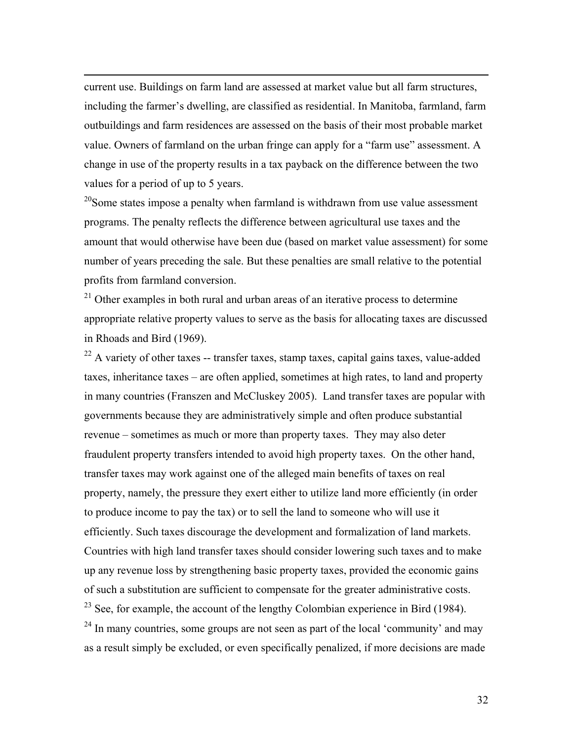current use. Buildings on farm land are assessed at market value but all farm structures, including the farmer's dwelling, are classified as residential. In Manitoba, farmland, farm outbuildings and farm residences are assessed on the basis of their most probable market value. Owners of farmland on the urban fringe can apply for a "farm use" assessment. A change in use of the property results in a tax payback on the difference between the two values for a period of up to 5 years.

[20]Some states impose a penalty when farmland is withdrawn from use value assessment programs. The penalty reflects the difference between agricultural use taxes and the amount that would otherwise have been due (based on market value assessment) for some number of years preceding the sale. But these penalties are small relative to the potential profits from farmland conversion.

[21] Other examples in both rural and urban areas of an iterative process to determine appropriate relative property values to serve as the basis for allocating taxes are discussed in Rhoads and Bird (1969).

[22] A variety of other taxes -- transfer taxes, stamp taxes, capital gains taxes, value-added taxes, inheritance taxes – are often applied, sometimes at high rates, to land and property in many countries (Franszen and McCluskey 2005). Land transfer taxes are popular with governments because they are administratively simple and often produce substantial revenue – sometimes as much or more than property taxes. They may also deter fraudulent property transfers intended to avoid high property taxes. On the other hand, transfer taxes may work against one of the alleged main benefits of taxes on real property, namely, the pressure they exert either to utilize land more efficiently (in order to produce income to pay the tax) or to sell the land to someone who will use it efficiently. Such taxes discourage the development and formalization of land markets. Countries with high land transfer taxes should consider lowering such taxes and to make up any revenue loss by strengthening basic property taxes, provided the economic gains of such a substitution are sufficient to compensate for the greater administrative costs.

[23] See, for example, the account of the lengthy Colombian experience in Bird (1984).

[24] In many countries, some groups are not seen as part of the local 'community' and may as a result simply be excluded, or even specifically penalized, if more decisions are made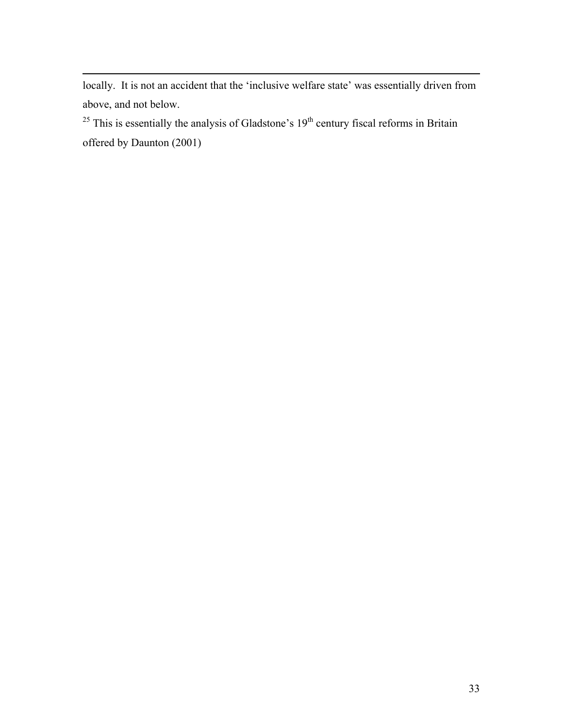locally. It is not an accident that the 'inclusive welfare state' was essentially driven from above, and not below.

[25] This is essentially the analysis of Gladstone's 19th century fiscal reforms in Britain offered by Daunton (2001)